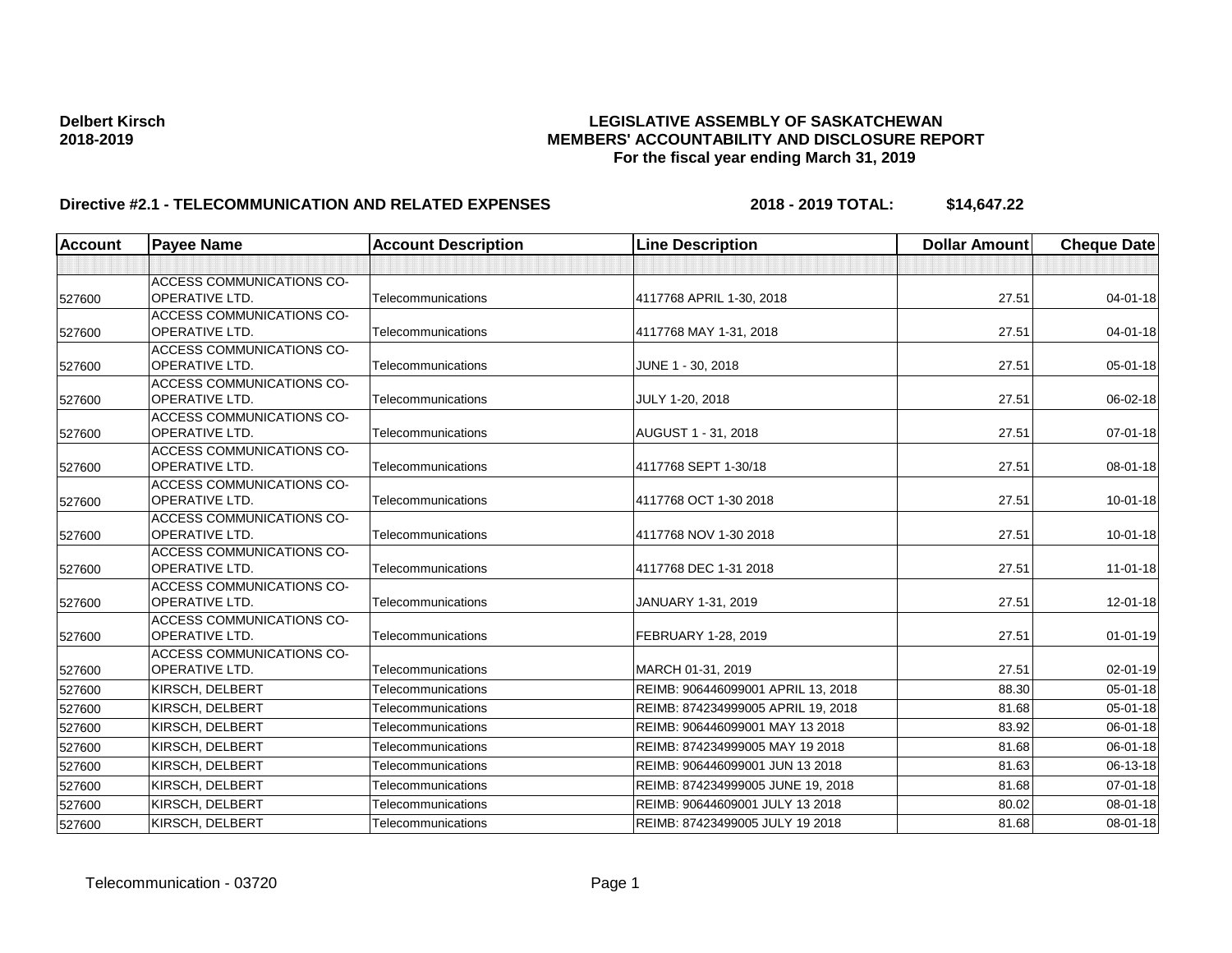**Delbert Kirsch**
**2018-2019**

# LEGISLATIVE ASSEMBLY OF SASKATCHEWAN
## MEMBERS' ACCOUNTABILITY AND DISCLOSURE REPORT
### For the fiscal year ending March 31, 2019

**Directive #2.1 - TELECOMMUNICATION AND RELATED EXPENSES** **2018 - 2019 TOTAL: $14,647.22**

| Account | Payee Name | Account Description | Line Description | Dollar Amount | Cheque Date |
|---|---|---|---|---|---|
| | | | | | |
| 527600 | ACCESS COMMUNICATIONS CO-OPERATIVE LTD. | Telecommunications | 4117768 APRIL 1-30, 2018 | 27.51 | 04-01-18 |
| 527600 | ACCESS COMMUNICATIONS CO-OPERATIVE LTD. | Telecommunications | 4117768 MAY 1-31, 2018 | 27.51 | 04-01-18 |
| 527600 | ACCESS COMMUNICATIONS CO-OPERATIVE LTD. | Telecommunications | JUNE 1 - 30, 2018 | 27.51 | 05-01-18 |
| 527600 | ACCESS COMMUNICATIONS CO-OPERATIVE LTD. | Telecommunications | JULY 1-20, 2018 | 27.51 | 06-02-18 |
| 527600 | ACCESS COMMUNICATIONS CO-OPERATIVE LTD. | Telecommunications | AUGUST 1 - 31, 2018 | 27.51 | 07-01-18 |
| 527600 | ACCESS COMMUNICATIONS CO-OPERATIVE LTD. | Telecommunications | 4117768 SEPT 1-30/18 | 27.51 | 08-01-18 |
| 527600 | ACCESS COMMUNICATIONS CO-OPERATIVE LTD. | Telecommunications | 4117768 OCT 1-30 2018 | 27.51 | 10-01-18 |
| 527600 | ACCESS COMMUNICATIONS CO-OPERATIVE LTD. | Telecommunications | 4117768 NOV 1-30 2018 | 27.51 | 10-01-18 |
| 527600 | ACCESS COMMUNICATIONS CO-OPERATIVE LTD. | Telecommunications | 4117768 DEC 1-31 2018 | 27.51 | 11-01-18 |
| 527600 | ACCESS COMMUNICATIONS CO-OPERATIVE LTD. | Telecommunications | JANUARY 1-31, 2019 | 27.51 | 12-01-18 |
| 527600 | ACCESS COMMUNICATIONS CO-OPERATIVE LTD. | Telecommunications | FEBRUARY 1-28, 2019 | 27.51 | 01-01-19 |
| 527600 | ACCESS COMMUNICATIONS CO-OPERATIVE LTD. | Telecommunications | MARCH 01-31, 2019 | 27.51 | 02-01-19 |
| 527600 | KIRSCH, DELBERT | Telecommunications | REIMB: 906446099001 APRIL 13, 2018 | 88.30 | 05-01-18 |
| 527600 | KIRSCH, DELBERT | Telecommunications | REIMB: 874234999005 APRIL 19, 2018 | 81.68 | 05-01-18 |
| 527600 | KIRSCH, DELBERT | Telecommunications | REIMB: 906446099001 MAY 13 2018 | 83.92 | 06-01-18 |
| 527600 | KIRSCH, DELBERT | Telecommunications | REIMB: 874234999005 MAY 19 2018 | 81.68 | 06-01-18 |
| 527600 | KIRSCH, DELBERT | Telecommunications | REIMB: 906446099001 JUN 13 2018 | 81.63 | 06-13-18 |
| 527600 | KIRSCH, DELBERT | Telecommunications | REIMB: 874234999005 JUNE 19, 2018 | 81.68 | 07-01-18 |
| 527600 | KIRSCH, DELBERT | Telecommunications | REIMB: 90644609001 JULY 13 2018 | 80.02 | 08-01-18 |
| 527600 | KIRSCH, DELBERT | Telecommunications | REIMB: 87423499005 JULY 19 2018 | 81.68 | 08-01-18 |

Telecommunication - 03720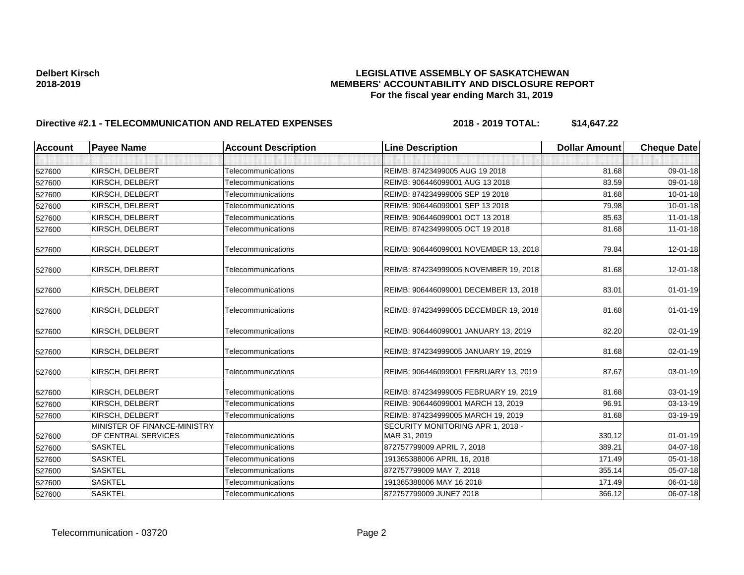**Delbert Kirsch**
**2018-2019**

**LEGISLATIVE ASSEMBLY OF SASKATCHEWAN**
**MEMBERS' ACCOUNTABILITY AND DISCLOSURE REPORT**
**For the fiscal year ending March 31, 2019**

**Directive #2.1 - TELECOMMUNICATION AND RELATED EXPENSES** **2018 - 2019 TOTAL: $14,647.22**

| Account | Payee Name | Account Description | Line Description | Dollar Amount | Cheque Date |
|---|---|---|---|---|---|
| | | | | | |
| 527600 | KIRSCH, DELBERT | Telecommunications | REIMB: 87423499005 AUG 19 2018 | 81.68 | 09-01-18 |
| 527600 | KIRSCH, DELBERT | Telecommunications | REIMB: 906446099001 AUG 13 2018 | 83.59 | 09-01-18 |
| 527600 | KIRSCH, DELBERT | Telecommunications | REIMB: 874234999005 SEP 19 2018 | 81.68 | 10-01-18 |
| 527600 | KIRSCH, DELBERT | Telecommunications | REIMB: 906446099001 SEP 13 2018 | 79.98 | 10-01-18 |
| 527600 | KIRSCH, DELBERT | Telecommunications | REIMB: 906446099001 OCT 13 2018 | 85.63 | 11-01-18 |
| 527600 | KIRSCH, DELBERT | Telecommunications | REIMB: 874234999005 OCT 19 2018 | 81.68 | 11-01-18 |
| 527600 | KIRSCH, DELBERT | Telecommunications | REIMB: 906446099001 NOVEMBER 13, 2018 | 79.84 | 12-01-18 |
| 527600 | KIRSCH, DELBERT | Telecommunications | REIMB: 874234999005 NOVEMBER 19, 2018 | 81.68 | 12-01-18 |
| 527600 | KIRSCH, DELBERT | Telecommunications | REIMB: 906446099001 DECEMBER 13, 2018 | 83.01 | 01-01-19 |
| 527600 | KIRSCH, DELBERT | Telecommunications | REIMB: 874234999005 DECEMBER 19, 2018 | 81.68 | 01-01-19 |
| 527600 | KIRSCH, DELBERT | Telecommunications | REIMB: 906446099001 JANUARY 13, 2019 | 82.20 | 02-01-19 |
| 527600 | KIRSCH, DELBERT | Telecommunications | REIMB: 874234999005 JANUARY 19, 2019 | 81.68 | 02-01-19 |
| 527600 | KIRSCH, DELBERT | Telecommunications | REIMB: 906446099001 FEBRUARY 13, 2019 | 87.67 | 03-01-19 |
| 527600 | KIRSCH, DELBERT | Telecommunications | REIMB: 874234999005 FEBRUARY 19, 2019 | 81.68 | 03-01-19 |
| 527600 | KIRSCH, DELBERT | Telecommunications | REIMB: 906446099001 MARCH 13, 2019 | 96.91 | 03-13-19 |
| 527600 | KIRSCH, DELBERT | Telecommunications | REIMB: 874234999005 MARCH 19, 2019 | 81.68 | 03-19-19 |
| 527600 | MINISTER OF FINANCE-MINISTRY OF CENTRAL SERVICES | Telecommunications | SECURITY MONITORING APR 1, 2018 - MAR 31, 2019 | 330.12 | 01-01-19 |
| 527600 | SASKTEL | Telecommunications | 872757799009 APRIL 7, 2018 | 389.21 | 04-07-18 |
| 527600 | SASKTEL | Telecommunications | 191365388006 APRIL 16, 2018 | 171.49 | 05-01-18 |
| 527600 | SASKTEL | Telecommunications | 872757799009 MAY 7, 2018 | 355.14 | 05-07-18 |
| 527600 | SASKTEL | Telecommunications | 191365388006 MAY 16 2018 | 171.49 | 06-01-18 |
| 527600 | SASKTEL | Telecommunications | 872757799009 JUNE7 2018 | 366.12 | 06-07-18 |

Telecommunication - 03720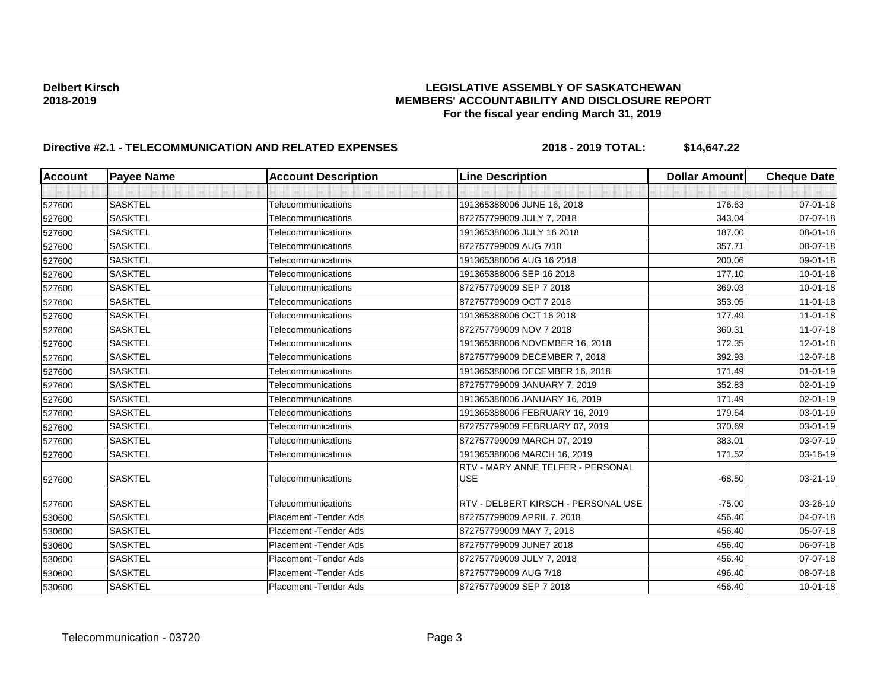**Delbert Kirsch**
**2018-2019**

**LEGISLATIVE ASSEMBLY OF SASKATCHEWAN**
**MEMBERS' ACCOUNTABILITY AND DISCLOSURE REPORT**
**For the fiscal year ending March 31, 2019**

**Directive #2.1 - TELECOMMUNICATION AND RELATED EXPENSES** **2018 - 2019 TOTAL: $14,647.22**

| Account | Payee Name | Account Description | Line Description | Dollar Amount | Cheque Date |
|---|---|---|---|---|---|
| | | | | | |
| 527600 | SASKTEL | Telecommunications | 191365388006 JUNE 16, 2018 | 176.63 | 07-01-18 |
| 527600 | SASKTEL | Telecommunications | 872757799009 JULY 7, 2018 | 343.04 | 07-07-18 |
| 527600 | SASKTEL | Telecommunications | 191365388006 JULY 16 2018 | 187.00 | 08-01-18 |
| 527600 | SASKTEL | Telecommunications | 872757799009 AUG 7/18 | 357.71 | 08-07-18 |
| 527600 | SASKTEL | Telecommunications | 191365388006 AUG 16 2018 | 200.06 | 09-01-18 |
| 527600 | SASKTEL | Telecommunications | 191365388006 SEP 16 2018 | 177.10 | 10-01-18 |
| 527600 | SASKTEL | Telecommunications | 872757799009 SEP 7 2018 | 369.03 | 10-01-18 |
| 527600 | SASKTEL | Telecommunications | 872757799009 OCT 7 2018 | 353.05 | 11-01-18 |
| 527600 | SASKTEL | Telecommunications | 191365388006 OCT 16 2018 | 177.49 | 11-01-18 |
| 527600 | SASKTEL | Telecommunications | 872757799009 NOV 7 2018 | 360.31 | 11-07-18 |
| 527600 | SASKTEL | Telecommunications | 191365388006 NOVEMBER 16, 2018 | 172.35 | 12-01-18 |
| 527600 | SASKTEL | Telecommunications | 872757799009 DECEMBER 7, 2018 | 392.93 | 12-07-18 |
| 527600 | SASKTEL | Telecommunications | 191365388006 DECEMBER 16, 2018 | 171.49 | 01-01-19 |
| 527600 | SASKTEL | Telecommunications | 872757799009 JANUARY 7, 2019 | 352.83 | 02-01-19 |
| 527600 | SASKTEL | Telecommunications | 191365388006 JANUARY 16, 2019 | 171.49 | 02-01-19 |
| 527600 | SASKTEL | Telecommunications | 191365388006 FEBRUARY 16, 2019 | 179.64 | 03-01-19 |
| 527600 | SASKTEL | Telecommunications | 872757799009 FEBRUARY 07, 2019 | 370.69 | 03-01-19 |
| 527600 | SASKTEL | Telecommunications | 872757799009 MARCH 07, 2019 | 383.01 | 03-07-19 |
| 527600 | SASKTEL | Telecommunications | 191365388006 MARCH 16, 2019 | 171.52 | 03-16-19 |
| 527600 | SASKTEL | Telecommunications | RTV - MARY ANNE TELFER - PERSONAL USE | -68.50 | 03-21-19 |
| 527600 | SASKTEL | Telecommunications | RTV - DELBERT KIRSCH - PERSONAL USE | -75.00 | 03-26-19 |
| 530600 | SASKTEL | Placement -Tender Ads | 872757799009 APRIL 7, 2018 | 456.40 | 04-07-18 |
| 530600 | SASKTEL | Placement -Tender Ads | 872757799009 MAY 7, 2018 | 456.40 | 05-07-18 |
| 530600 | SASKTEL | Placement -Tender Ads | 872757799009 JUNE7 2018 | 456.40 | 06-07-18 |
| 530600 | SASKTEL | Placement -Tender Ads | 872757799009 JULY 7, 2018 | 456.40 | 07-07-18 |
| 530600 | SASKTEL | Placement -Tender Ads | 872757799009 AUG 7/18 | 496.40 | 08-07-18 |
| 530600 | SASKTEL | Placement -Tender Ads | 872757799009 SEP 7 2018 | 456.40 | 10-01-18 |

Telecommunication - 03720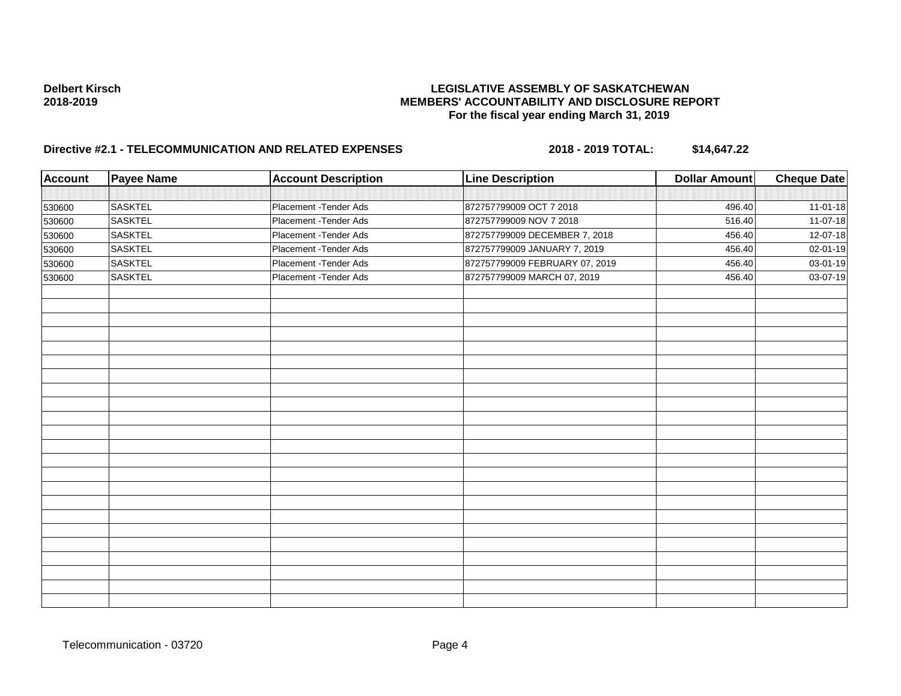**Delbert Kirsch**
**2018-2019**

**LEGISLATIVE ASSEMBLY OF SASKATCHEWAN**
**MEMBERS' ACCOUNTABILITY AND DISCLOSURE REPORT**
**For the fiscal year ending March 31, 2019**

**Directive #2.1 - TELECOMMUNICATION AND RELATED EXPENSES** **2018 - 2019 TOTAL: $14,647.22**

| Account | Payee Name | Account Description | Line Description | Dollar Amount | Cheque Date |
|---|---|---|---|---|---|
| 530600 | SASKTEL | Placement -Tender Ads | 872757799009 OCT 7 2018 | 496.40 | 11-01-18 |
| 530600 | SASKTEL | Placement -Tender Ads | 872757799009 NOV 7 2018 | 516.40 | 11-07-18 |
| 530600 | SASKTEL | Placement -Tender Ads | 872757799009 DECEMBER 7, 2018 | 456.40 | 12-07-18 |
| 530600 | SASKTEL | Placement -Tender Ads | 872757799009 JANUARY 7, 2019 | 456.40 | 02-01-19 |
| 530600 | SASKTEL | Placement -Tender Ads | 872757799009 FEBRUARY 07, 2019 | 456.40 | 03-01-19 |
| 530600 | SASKTEL | Placement -Tender Ads | 872757799009 MARCH 07, 2019 | 456.40 | 03-07-19 |

Telecommunication - 03720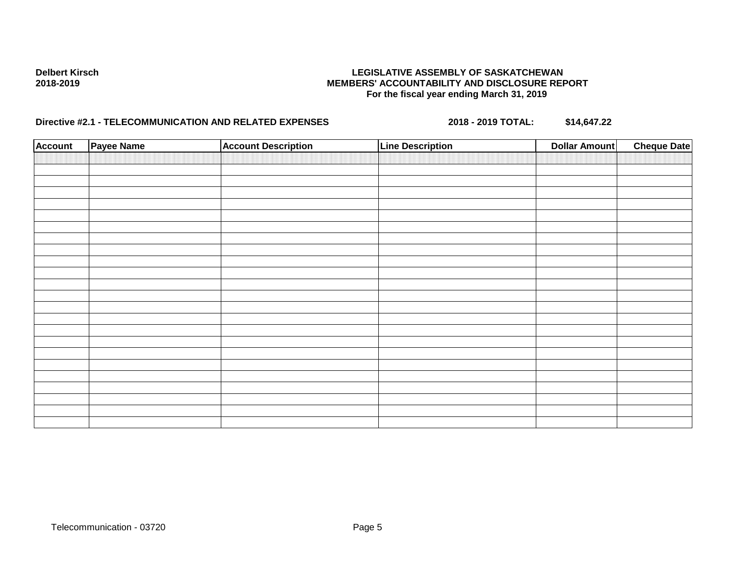Delbert Kirsch
2018-2019

**LEGISLATIVE ASSEMBLY OF SASKATCHEWAN**
**MEMBERS' ACCOUNTABILITY AND DISCLOSURE REPORT**
**For the fiscal year ending March 31, 2019**

**Directive #2.1 - TELECOMMUNICATION AND RELATED EXPENSES** **2018 - 2019 TOTAL: $14,647.22**

| Account | Payee Name | Account Description | Line Description | Dollar Amount | Cheque Date |
|---|---|---|---|---|---|
| | | | | | |
| | | | | | |
| | | | | | |
| | | | | | |
| | | | | | |
| | | | | | |
| | | | | | |
| | | | | | |
| | | | | | |
| | | | | | |
| | | | | | |
| | | | | | |
| | | | | | |
| | | | | | |
| | | | | | |
| | | | | | |
| | | | | | |
| | | | | | |
| | | | | | |
| | | | | | |
| | | | | | |
| | | | | | |
| | | | | | |
| | | | | | |

Telecommunication - 03720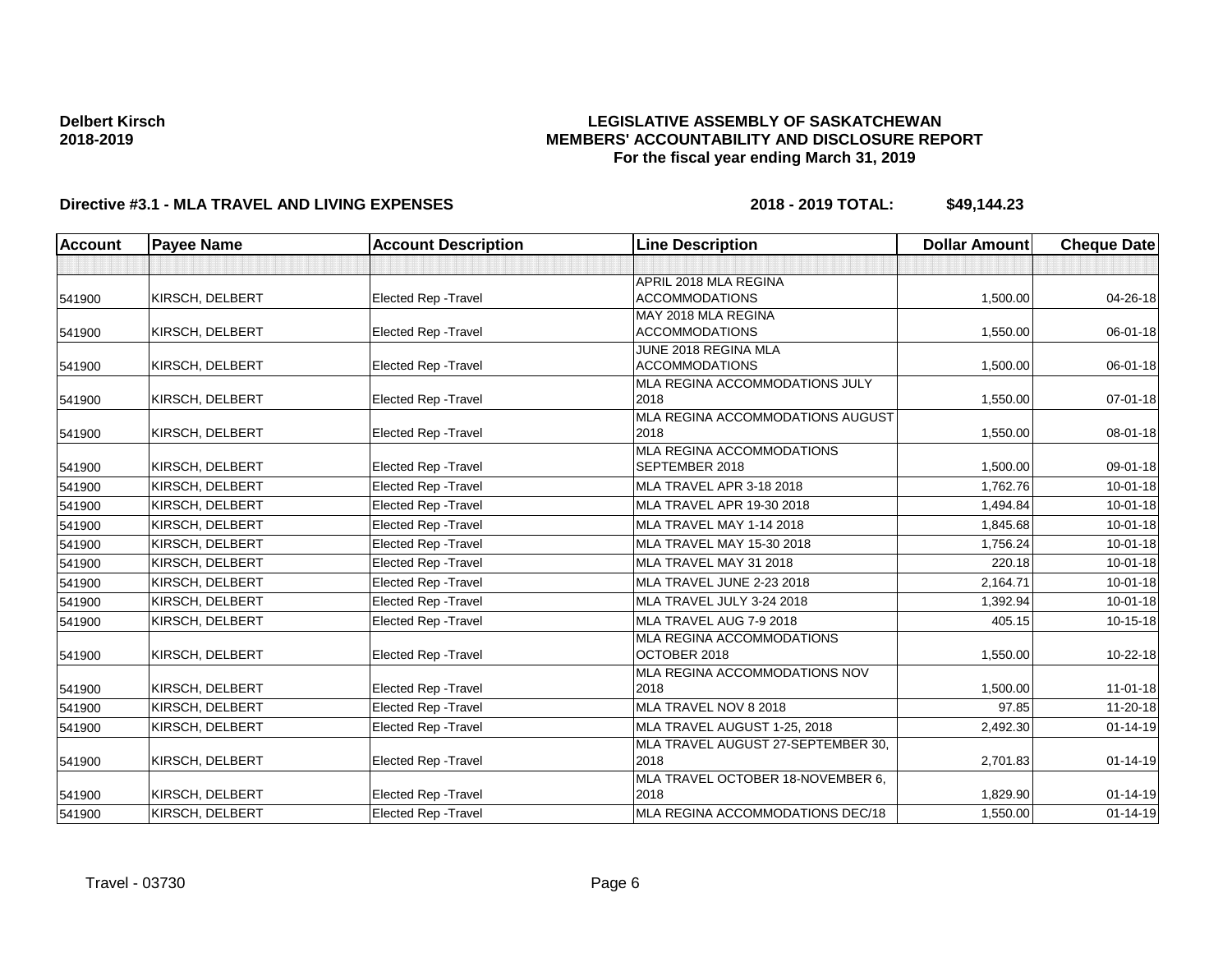**Delbert Kirsch**
**2018-2019**

**LEGISLATIVE ASSEMBLY OF SASKATCHEWAN**
**MEMBERS' ACCOUNTABILITY AND DISCLOSURE REPORT**
**For the fiscal year ending March 31, 2019**

**Directive #3.1 - MLA TRAVEL AND LIVING EXPENSES** **2018 - 2019 TOTAL: $49,144.23**

| Account | Payee Name | Account Description | Line Description | Dollar Amount | Cheque Date |
|---|---|---|---|---|---|
| | | | | | |
| 541900 | KIRSCH, DELBERT | Elected Rep -Travel | APRIL 2018 MLA REGINA ACCOMMODATIONS | 1,500.00 | 04-26-18 |
| 541900 | KIRSCH, DELBERT | Elected Rep -Travel | MAY 2018 MLA REGINA ACCOMMODATIONS | 1,550.00 | 06-01-18 |
| 541900 | KIRSCH, DELBERT | Elected Rep -Travel | JUNE 2018 REGINA MLA ACCOMMODATIONS | 1,500.00 | 06-01-18 |
| 541900 | KIRSCH, DELBERT | Elected Rep -Travel | MLA REGINA ACCOMMODATIONS JULY 2018 | 1,550.00 | 07-01-18 |
| 541900 | KIRSCH, DELBERT | Elected Rep -Travel | MLA REGINA ACCOMMODATIONS AUGUST 2018 | 1,550.00 | 08-01-18 |
| 541900 | KIRSCH, DELBERT | Elected Rep -Travel | MLA REGINA ACCOMMODATIONS SEPTEMBER 2018 | 1,500.00 | 09-01-18 |
| 541900 | KIRSCH, DELBERT | Elected Rep -Travel | MLA TRAVEL APR 3-18 2018 | 1,762.76 | 10-01-18 |
| 541900 | KIRSCH, DELBERT | Elected Rep -Travel | MLA TRAVEL APR 19-30 2018 | 1,494.84 | 10-01-18 |
| 541900 | KIRSCH, DELBERT | Elected Rep -Travel | MLA TRAVEL MAY 1-14 2018 | 1,845.68 | 10-01-18 |
| 541900 | KIRSCH, DELBERT | Elected Rep -Travel | MLA TRAVEL MAY 15-30 2018 | 1,756.24 | 10-01-18 |
| 541900 | KIRSCH, DELBERT | Elected Rep -Travel | MLA TRAVEL MAY 31 2018 | 220.18 | 10-01-18 |
| 541900 | KIRSCH, DELBERT | Elected Rep -Travel | MLA TRAVEL JUNE 2-23 2018 | 2,164.71 | 10-01-18 |
| 541900 | KIRSCH, DELBERT | Elected Rep -Travel | MLA TRAVEL JULY 3-24 2018 | 1,392.94 | 10-01-18 |
| 541900 | KIRSCH, DELBERT | Elected Rep -Travel | MLA TRAVEL AUG 7-9 2018 | 405.15 | 10-15-18 |
| 541900 | KIRSCH, DELBERT | Elected Rep -Travel | MLA REGINA ACCOMMODATIONS OCTOBER 2018 | 1,550.00 | 10-22-18 |
| 541900 | KIRSCH, DELBERT | Elected Rep -Travel | MLA REGINA ACCOMMODATIONS NOV 2018 | 1,500.00 | 11-01-18 |
| 541900 | KIRSCH, DELBERT | Elected Rep -Travel | MLA TRAVEL NOV 8 2018 | 97.85 | 11-20-18 |
| 541900 | KIRSCH, DELBERT | Elected Rep -Travel | MLA TRAVEL AUGUST 1-25, 2018 | 2,492.30 | 01-14-19 |
| 541900 | KIRSCH, DELBERT | Elected Rep -Travel | MLA TRAVEL AUGUST 27-SEPTEMBER 30, 2018 | 2,701.83 | 01-14-19 |
| 541900 | KIRSCH, DELBERT | Elected Rep -Travel | MLA TRAVEL OCTOBER 18-NOVEMBER 6, 2018 | 1,829.90 | 01-14-19 |
| 541900 | KIRSCH, DELBERT | Elected Rep -Travel | MLA REGINA ACCOMMODATIONS DEC/18 | 1,550.00 | 01-14-19 |

Travel - 03730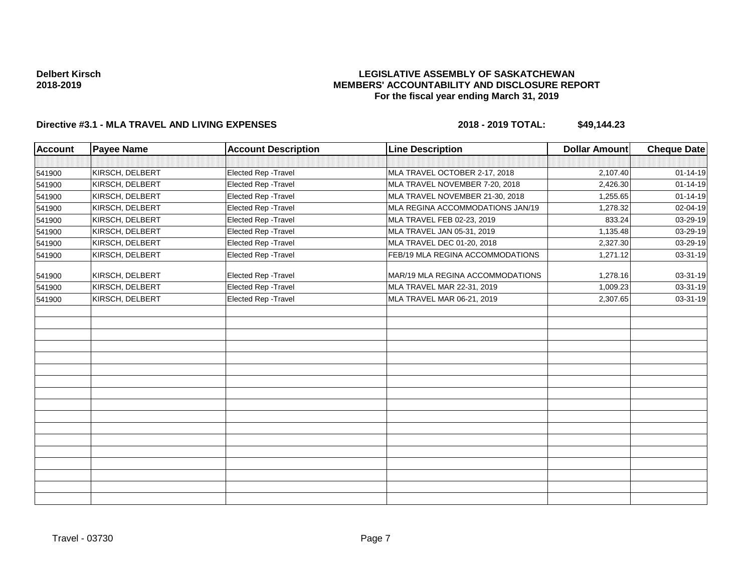**Delbert Kirsch**
**2018-2019**

**LEGISLATIVE ASSEMBLY OF SASKATCHEWAN**
**MEMBERS' ACCOUNTABILITY AND DISCLOSURE REPORT**
**For the fiscal year ending March 31, 2019**

**Directive #3.1 - MLA TRAVEL AND LIVING EXPENSES** **2018 - 2019 TOTAL: $49,144.23**

| Account | Payee Name | Account Description | Line Description | Dollar Amount | Cheque Date |
|---|---|---|---|---|---|
| | | | | | |
| 541900 | KIRSCH, DELBERT | Elected Rep -Travel | MLA TRAVEL OCTOBER 2-17, 2018 | 2,107.40 | 01-14-19 |
| 541900 | KIRSCH, DELBERT | Elected Rep -Travel | MLA TRAVEL NOVEMBER 7-20, 2018 | 2,426.30 | 01-14-19 |
| 541900 | KIRSCH, DELBERT | Elected Rep -Travel | MLA TRAVEL NOVEMBER 21-30, 2018 | 1,255.65 | 01-14-19 |
| 541900 | KIRSCH, DELBERT | Elected Rep -Travel | MLA REGINA ACCOMMODATIONS JAN/19 | 1,278.32 | 02-04-19 |
| 541900 | KIRSCH, DELBERT | Elected Rep -Travel | MLA TRAVEL FEB 02-23, 2019 | 833.24 | 03-29-19 |
| 541900 | KIRSCH, DELBERT | Elected Rep -Travel | MLA TRAVEL JAN 05-31, 2019 | 1,135.48 | 03-29-19 |
| 541900 | KIRSCH, DELBERT | Elected Rep -Travel | MLA TRAVEL DEC 01-20, 2018 | 2,327.30 | 03-29-19 |
| 541900 | KIRSCH, DELBERT | Elected Rep -Travel | FEB/19 MLA REGINA ACCOMMODATIONS | 1,271.12 | 03-31-19 |
| 541900 | KIRSCH, DELBERT | Elected Rep -Travel | MAR/19 MLA REGINA ACCOMMODATIONS | 1,278.16 | 03-31-19 |
| 541900 | KIRSCH, DELBERT | Elected Rep -Travel | MLA TRAVEL MAR 22-31, 2019 | 1,009.23 | 03-31-19 |
| 541900 | KIRSCH, DELBERT | Elected Rep -Travel | MLA TRAVEL MAR 06-21, 2019 | 2,307.65 | 03-31-19 |

Travel - 03730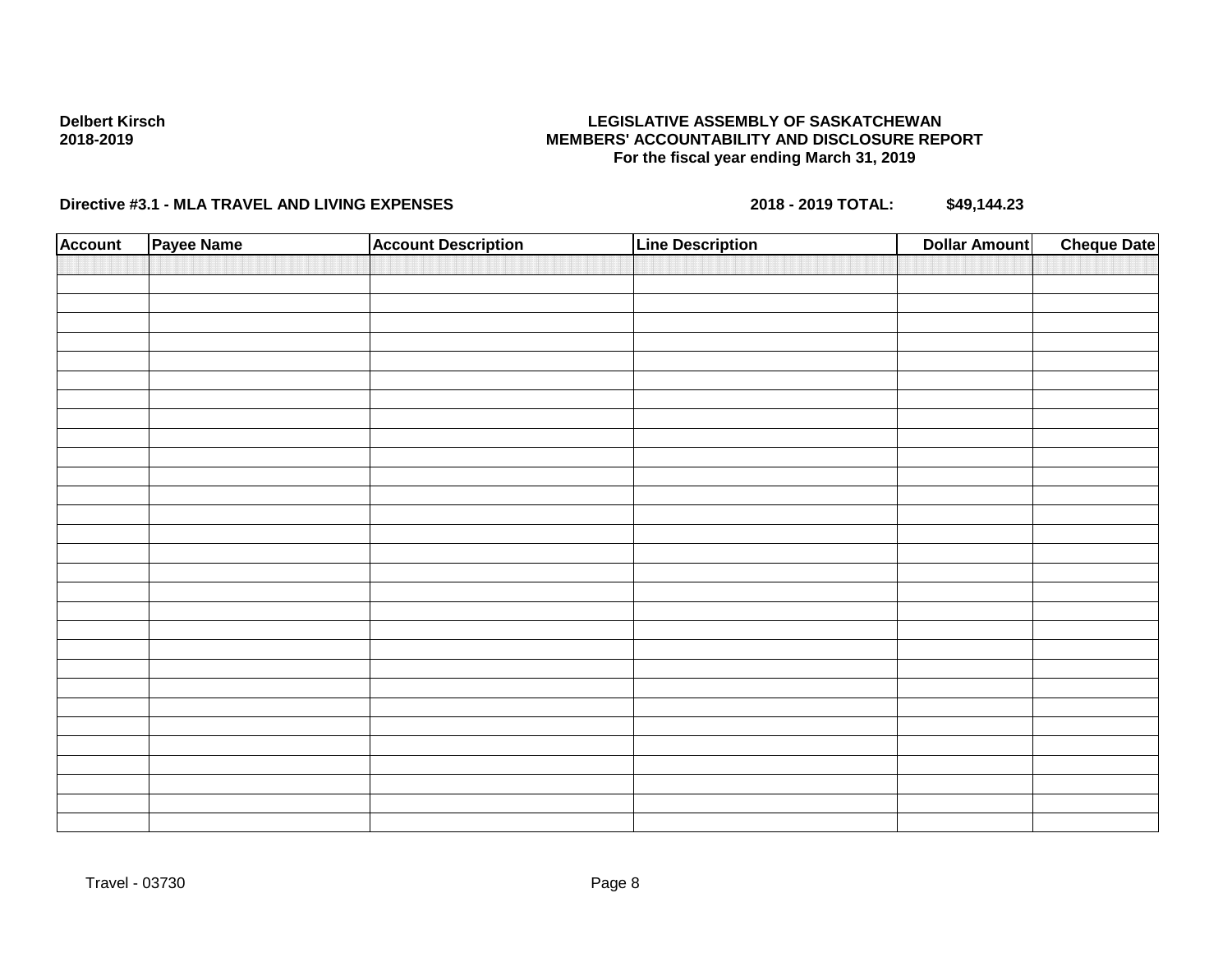**Delbert Kirsch**
**2018-2019**

**LEGISLATIVE ASSEMBLY OF SASKATCHEWAN**
**MEMBERS' ACCOUNTABILITY AND DISCLOSURE REPORT**
**For the fiscal year ending March 31, 2019**

**Directive #3.1 - MLA TRAVEL AND LIVING EXPENSES** **2018 - 2019 TOTAL: $49,144.23**

| Account | Payee Name | Account Description | Line Description | Dollar Amount | Cheque Date |
|---|---|---|---|---|---|
| | | | | | |

Travel - 03730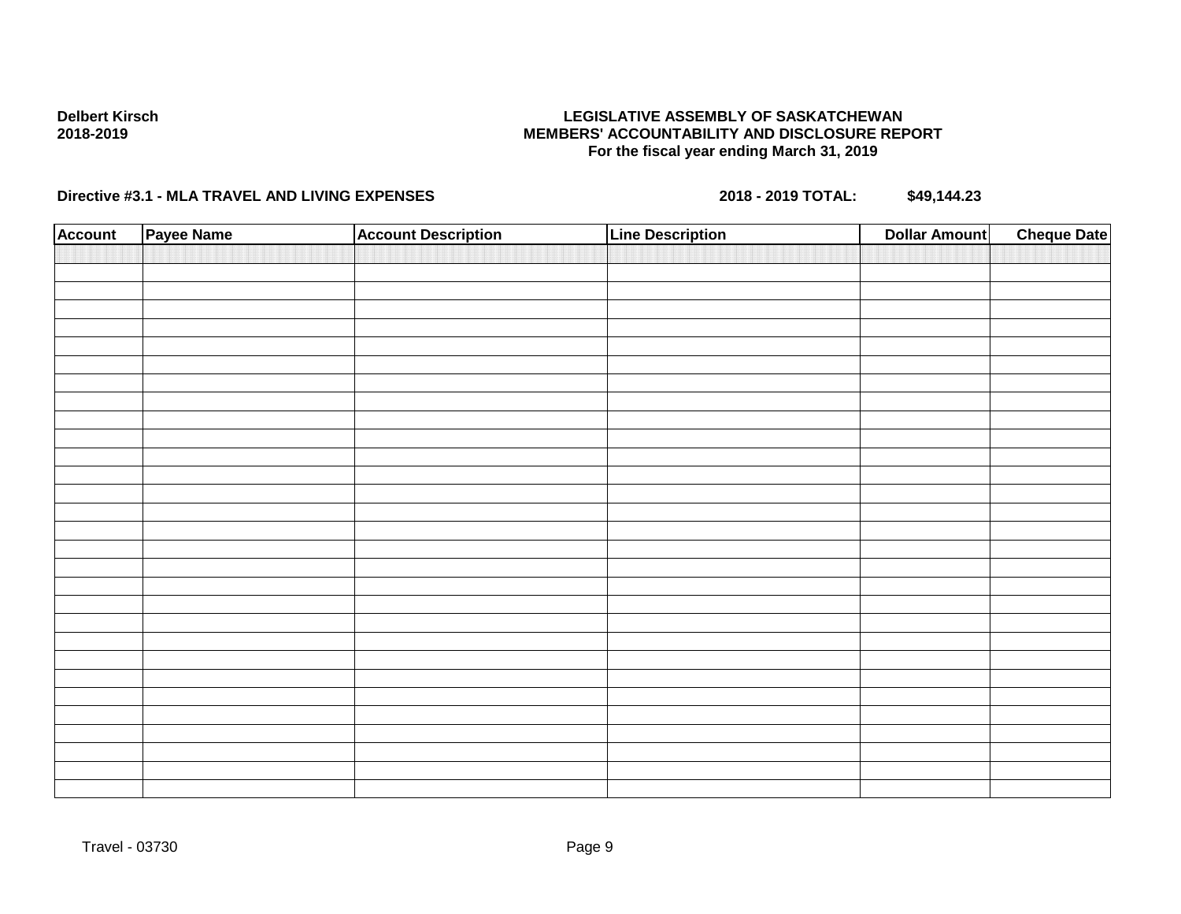**Delbert Kirsch**
**2018-2019**

**LEGISLATIVE ASSEMBLY OF SASKATCHEWAN**
**MEMBERS' ACCOUNTABILITY AND DISCLOSURE REPORT**
**For the fiscal year ending March 31, 2019**

**Directive #3.1 - MLA TRAVEL AND LIVING EXPENSES** **2018 - 2019 TOTAL: $49,144.23**

| Account | Payee Name | Account Description | Line Description | Dollar Amount | Cheque Date |
|---|---|---|---|---|---|
| | | | | | |

Travel - 03730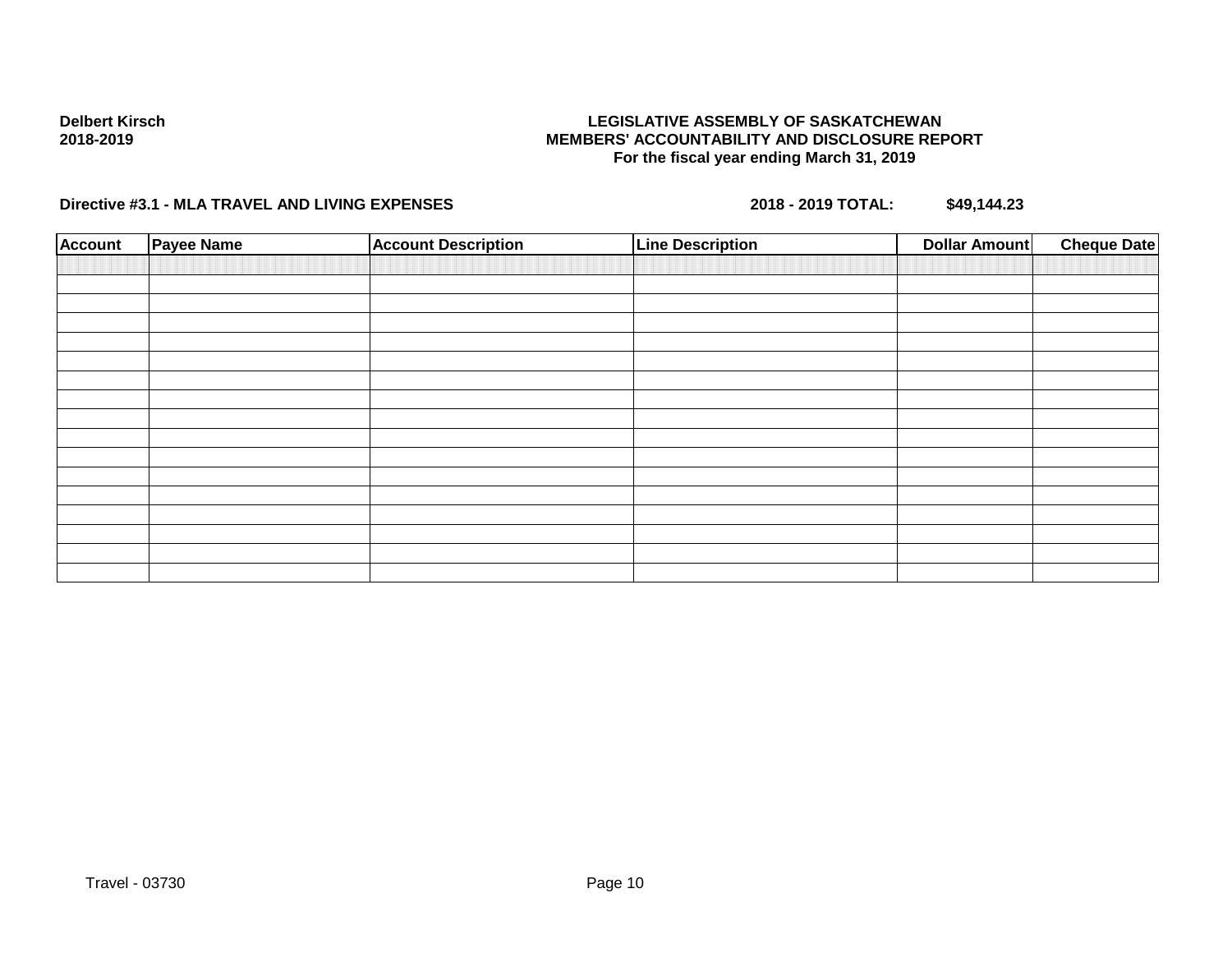Delbert Kirsch
2018-2019

**LEGISLATIVE ASSEMBLY OF SASKATCHEWAN**
**MEMBERS' ACCOUNTABILITY AND DISCLOSURE REPORT**
**For the fiscal year ending March 31, 2019**

**Directive #3.1 - MLA TRAVEL AND LIVING EXPENSES** **2018 - 2019 TOTAL: $49,144.23**

| Account | Payee Name | Account Description | Line Description | Dollar Amount | Cheque Date |
|---|---|---|---|---|---|
| | | | | | |
| | | | | | |
| | | | | | |
| | | | | | |
| | | | | | |
| | | | | | |
| | | | | | |
| | | | | | |
| | | | | | |
| | | | | | |
| | | | | | |
| | | | | | |
| | | | | | |
| | | | | | |
| | | | | | |
| | | | | | |
| | | | | | |

Travel - 03730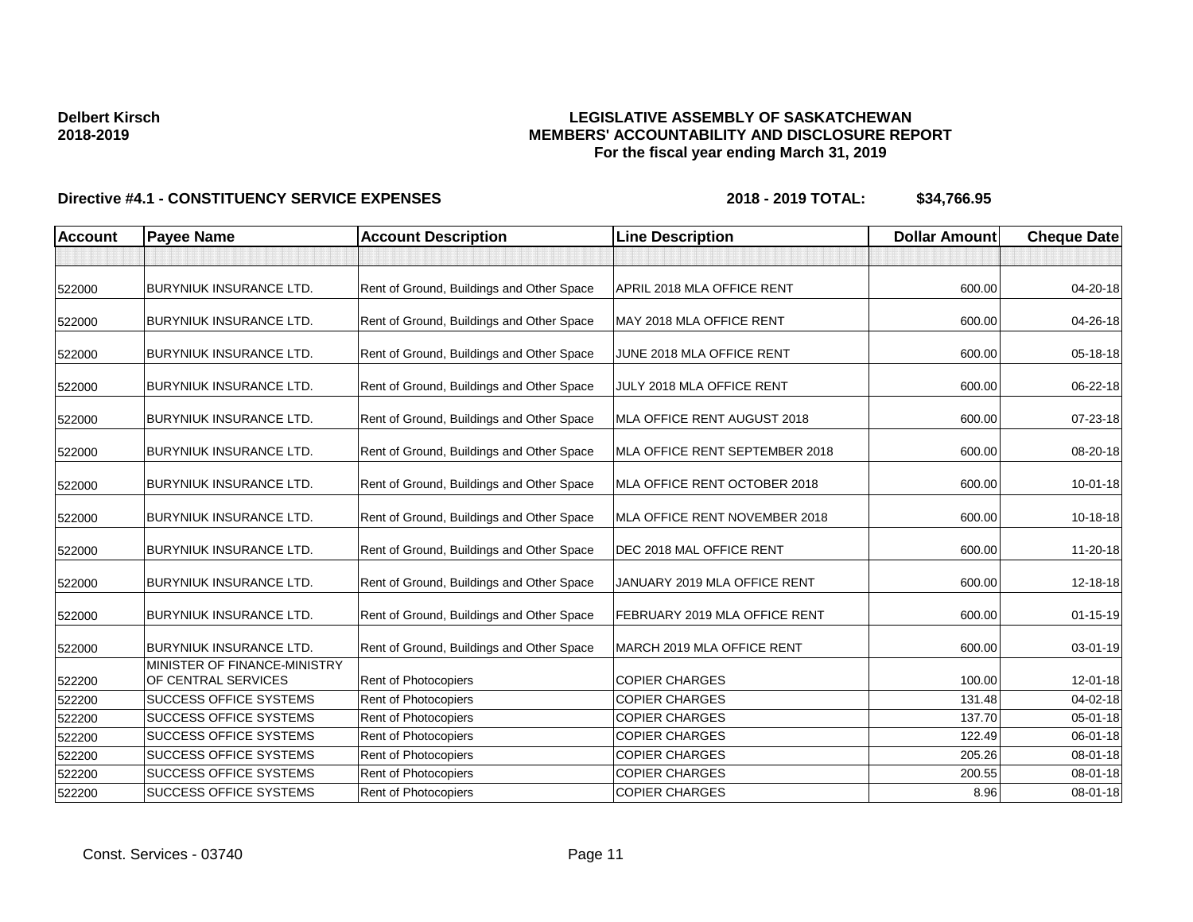**Delbert Kirsch**
**2018-2019**

**LEGISLATIVE ASSEMBLY OF SASKATCHEWAN**
**MEMBERS' ACCOUNTABILITY AND DISCLOSURE REPORT**
**For the fiscal year ending March 31, 2019**

**Directive #4.1 - CONSTITUENCY SERVICE EXPENSES** **2018 - 2019 TOTAL: $34,766.95**

| Account | Payee Name | Account Description | Line Description | Dollar Amount | Cheque Date |
|---|---|---|---|---|---|
| | | | | | |
| 522000 | BURYNIUK INSURANCE LTD. | Rent of Ground, Buildings and Other Space | APRIL 2018 MLA OFFICE RENT | 600.00 | 04-20-18 |
| 522000 | BURYNIUK INSURANCE LTD. | Rent of Ground, Buildings and Other Space | MAY 2018 MLA OFFICE RENT | 600.00 | 04-26-18 |
| 522000 | BURYNIUK INSURANCE LTD. | Rent of Ground, Buildings and Other Space | JUNE 2018 MLA OFFICE RENT | 600.00 | 05-18-18 |
| 522000 | BURYNIUK INSURANCE LTD. | Rent of Ground, Buildings and Other Space | JULY 2018 MLA OFFICE RENT | 600.00 | 06-22-18 |
| 522000 | BURYNIUK INSURANCE LTD. | Rent of Ground, Buildings and Other Space | MLA OFFICE RENT AUGUST 2018 | 600.00 | 07-23-18 |
| 522000 | BURYNIUK INSURANCE LTD. | Rent of Ground, Buildings and Other Space | MLA OFFICE RENT SEPTEMBER 2018 | 600.00 | 08-20-18 |
| 522000 | BURYNIUK INSURANCE LTD. | Rent of Ground, Buildings and Other Space | MLA OFFICE RENT OCTOBER 2018 | 600.00 | 10-01-18 |
| 522000 | BURYNIUK INSURANCE LTD. | Rent of Ground, Buildings and Other Space | MLA OFFICE RENT NOVEMBER 2018 | 600.00 | 10-18-18 |
| 522000 | BURYNIUK INSURANCE LTD. | Rent of Ground, Buildings and Other Space | DEC 2018 MAL OFFICE RENT | 600.00 | 11-20-18 |
| 522000 | BURYNIUK INSURANCE LTD. | Rent of Ground, Buildings and Other Space | JANUARY 2019 MLA OFFICE RENT | 600.00 | 12-18-18 |
| 522000 | BURYNIUK INSURANCE LTD. | Rent of Ground, Buildings and Other Space | FEBRUARY 2019 MLA OFFICE RENT | 600.00 | 01-15-19 |
| 522000 | BURYNIUK INSURANCE LTD. | Rent of Ground, Buildings and Other Space | MARCH 2019 MLA OFFICE RENT | 600.00 | 03-01-19 |
| 522200 | MINISTER OF FINANCE-MINISTRY OF CENTRAL SERVICES | Rent of Photocopiers | COPIER CHARGES | 100.00 | 12-01-18 |
| 522200 | SUCCESS OFFICE SYSTEMS | Rent of Photocopiers | COPIER CHARGES | 131.48 | 04-02-18 |
| 522200 | SUCCESS OFFICE SYSTEMS | Rent of Photocopiers | COPIER CHARGES | 137.70 | 05-01-18 |
| 522200 | SUCCESS OFFICE SYSTEMS | Rent of Photocopiers | COPIER CHARGES | 122.49 | 06-01-18 |
| 522200 | SUCCESS OFFICE SYSTEMS | Rent of Photocopiers | COPIER CHARGES | 205.26 | 08-01-18 |
| 522200 | SUCCESS OFFICE SYSTEMS | Rent of Photocopiers | COPIER CHARGES | 200.55 | 08-01-18 |
| 522200 | SUCCESS OFFICE SYSTEMS | Rent of Photocopiers | COPIER CHARGES | 8.96 | 08-01-18 |

Const. Services - 03740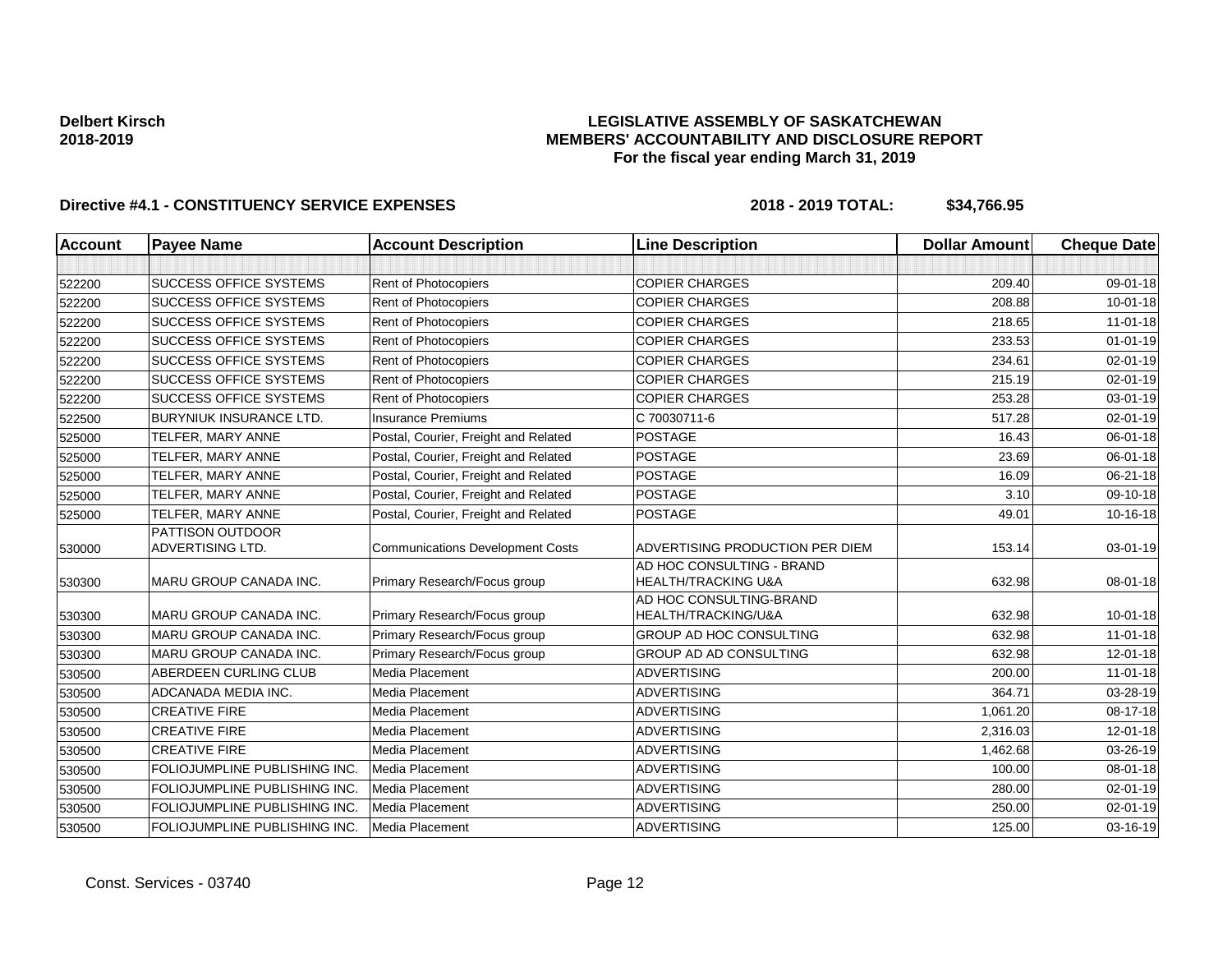**Delbert Kirsch**
**2018-2019**

# LEGISLATIVE ASSEMBLY OF SASKATCHEWAN
## MEMBERS' ACCOUNTABILITY AND DISCLOSURE REPORT
### For the fiscal year ending March 31, 2019

**Directive #4.1 - CONSTITUENCY SERVICE EXPENSES** **2018 - 2019 TOTAL: $34,766.95**

| Account | Payee Name | Account Description | Line Description | Dollar Amount | Cheque Date |
|---|---|---|---|---|---|
| | | | | | |
| 522200 | SUCCESS OFFICE SYSTEMS | Rent of Photocopiers | COPIER CHARGES | 209.40 | 09-01-18 |
| 522200 | SUCCESS OFFICE SYSTEMS | Rent of Photocopiers | COPIER CHARGES | 208.88 | 10-01-18 |
| 522200 | SUCCESS OFFICE SYSTEMS | Rent of Photocopiers | COPIER CHARGES | 218.65 | 11-01-18 |
| 522200 | SUCCESS OFFICE SYSTEMS | Rent of Photocopiers | COPIER CHARGES | 233.53 | 01-01-19 |
| 522200 | SUCCESS OFFICE SYSTEMS | Rent of Photocopiers | COPIER CHARGES | 234.61 | 02-01-19 |
| 522200 | SUCCESS OFFICE SYSTEMS | Rent of Photocopiers | COPIER CHARGES | 215.19 | 02-01-19 |
| 522200 | SUCCESS OFFICE SYSTEMS | Rent of Photocopiers | COPIER CHARGES | 253.28 | 03-01-19 |
| 522500 | BURYNIUK INSURANCE LTD. | Insurance Premiums | C 70030711-6 | 517.28 | 02-01-19 |
| 525000 | TELFER, MARY ANNE | Postal, Courier, Freight and Related | POSTAGE | 16.43 | 06-01-18 |
| 525000 | TELFER, MARY ANNE | Postal, Courier, Freight and Related | POSTAGE | 23.69 | 06-01-18 |
| 525000 | TELFER, MARY ANNE | Postal, Courier, Freight and Related | POSTAGE | 16.09 | 06-21-18 |
| 525000 | TELFER, MARY ANNE | Postal, Courier, Freight and Related | POSTAGE | 3.10 | 09-10-18 |
| 525000 | TELFER, MARY ANNE | Postal, Courier, Freight and Related | POSTAGE | 49.01 | 10-16-18 |
| 530000 | PATTISON OUTDOOR ADVERTISING LTD. | Communications Development Costs | ADVERTISING PRODUCTION PER DIEM | 153.14 | 03-01-19 |
| 530300 | MARU GROUP CANADA INC. | Primary Research/Focus group | AD HOC CONSULTING - BRAND HEALTH/TRACKING U&A | 632.98 | 08-01-18 |
| 530300 | MARU GROUP CANADA INC. | Primary Research/Focus group | AD HOC CONSULTING-BRAND HEALTH/TRACKING/U&A | 632.98 | 10-01-18 |
| 530300 | MARU GROUP CANADA INC. | Primary Research/Focus group | GROUP AD HOC CONSULTING | 632.98 | 11-01-18 |
| 530300 | MARU GROUP CANADA INC. | Primary Research/Focus group | GROUP AD AD CONSULTING | 632.98 | 12-01-18 |
| 530500 | ABERDEEN CURLING CLUB | Media Placement | ADVERTISING | 200.00 | 11-01-18 |
| 530500 | ADCANADA MEDIA INC. | Media Placement | ADVERTISING | 364.71 | 03-28-19 |
| 530500 | CREATIVE FIRE | Media Placement | ADVERTISING | 1,061.20 | 08-17-18 |
| 530500 | CREATIVE FIRE | Media Placement | ADVERTISING | 2,316.03 | 12-01-18 |
| 530500 | CREATIVE FIRE | Media Placement | ADVERTISING | 1,462.68 | 03-26-19 |
| 530500 | FOLIOJUMPLINE PUBLISHING INC. | Media Placement | ADVERTISING | 100.00 | 08-01-18 |
| 530500 | FOLIOJUMPLINE PUBLISHING INC. | Media Placement | ADVERTISING | 280.00 | 02-01-19 |
| 530500 | FOLIOJUMPLINE PUBLISHING INC. | Media Placement | ADVERTISING | 250.00 | 02-01-19 |
| 530500 | FOLIOJUMPLINE PUBLISHING INC. | Media Placement | ADVERTISING | 125.00 | 03-16-19 |

Const. Services - 03740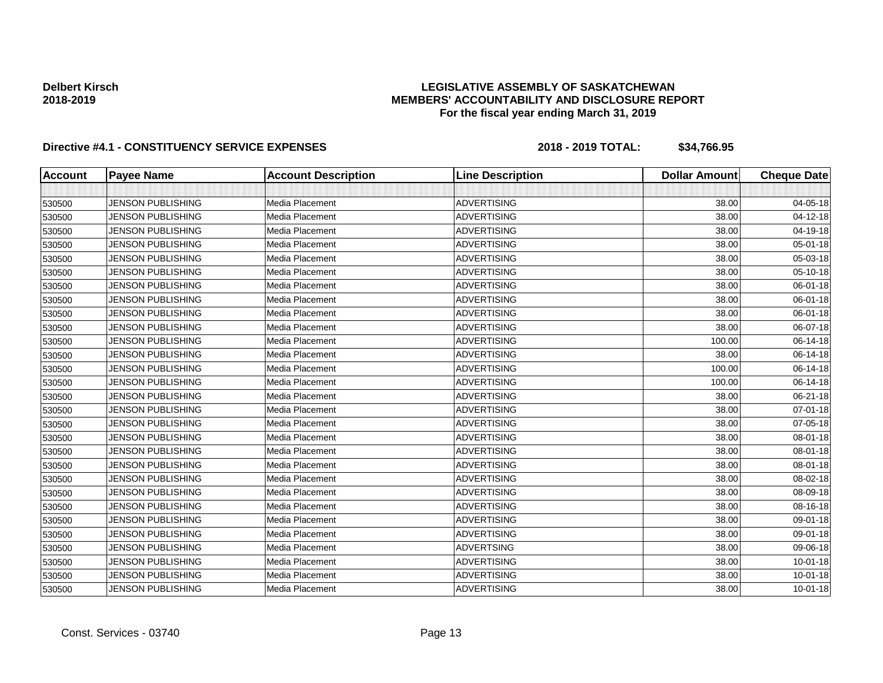**Delbert Kirsch**
**2018-2019**

**LEGISLATIVE ASSEMBLY OF SASKATCHEWAN**
**MEMBERS' ACCOUNTABILITY AND DISCLOSURE REPORT**
**For the fiscal year ending March 31, 2019**

**Directive #4.1 - CONSTITUENCY SERVICE EXPENSES** **2018 - 2019 TOTAL: $34,766.95**

| Account | Payee Name | Account Description | Line Description | Dollar Amount | Cheque Date |
|---|---|---|---|---|---|
| | | | | | |
| 530500 | JENSON PUBLISHING | Media Placement | ADVERTISING | 38.00 | 04-05-18 |
| 530500 | JENSON PUBLISHING | Media Placement | ADVERTISING | 38.00 | 04-12-18 |
| 530500 | JENSON PUBLISHING | Media Placement | ADVERTISING | 38.00 | 04-19-18 |
| 530500 | JENSON PUBLISHING | Media Placement | ADVERTISING | 38.00 | 05-01-18 |
| 530500 | JENSON PUBLISHING | Media Placement | ADVERTISING | 38.00 | 05-03-18 |
| 530500 | JENSON PUBLISHING | Media Placement | ADVERTISING | 38.00 | 05-10-18 |
| 530500 | JENSON PUBLISHING | Media Placement | ADVERTISING | 38.00 | 06-01-18 |
| 530500 | JENSON PUBLISHING | Media Placement | ADVERTISING | 38.00 | 06-01-18 |
| 530500 | JENSON PUBLISHING | Media Placement | ADVERTISING | 38.00 | 06-01-18 |
| 530500 | JENSON PUBLISHING | Media Placement | ADVERTISING | 38.00 | 06-07-18 |
| 530500 | JENSON PUBLISHING | Media Placement | ADVERTISING | 100.00 | 06-14-18 |
| 530500 | JENSON PUBLISHING | Media Placement | ADVERTISING | 38.00 | 06-14-18 |
| 530500 | JENSON PUBLISHING | Media Placement | ADVERTISING | 100.00 | 06-14-18 |
| 530500 | JENSON PUBLISHING | Media Placement | ADVERTISING | 100.00 | 06-14-18 |
| 530500 | JENSON PUBLISHING | Media Placement | ADVERTISING | 38.00 | 06-21-18 |
| 530500 | JENSON PUBLISHING | Media Placement | ADVERTISING | 38.00 | 07-01-18 |
| 530500 | JENSON PUBLISHING | Media Placement | ADVERTISING | 38.00 | 07-05-18 |
| 530500 | JENSON PUBLISHING | Media Placement | ADVERTISING | 38.00 | 08-01-18 |
| 530500 | JENSON PUBLISHING | Media Placement | ADVERTISING | 38.00 | 08-01-18 |
| 530500 | JENSON PUBLISHING | Media Placement | ADVERTISING | 38.00 | 08-01-18 |
| 530500 | JENSON PUBLISHING | Media Placement | ADVERTISING | 38.00 | 08-02-18 |
| 530500 | JENSON PUBLISHING | Media Placement | ADVERTISING | 38.00 | 08-09-18 |
| 530500 | JENSON PUBLISHING | Media Placement | ADVERTISING | 38.00 | 08-16-18 |
| 530500 | JENSON PUBLISHING | Media Placement | ADVERTISING | 38.00 | 09-01-18 |
| 530500 | JENSON PUBLISHING | Media Placement | ADVERTISING | 38.00 | 09-01-18 |
| 530500 | JENSON PUBLISHING | Media Placement | ADVERTSING | 38.00 | 09-06-18 |
| 530500 | JENSON PUBLISHING | Media Placement | ADVERTISING | 38.00 | 10-01-18 |
| 530500 | JENSON PUBLISHING | Media Placement | ADVERTISING | 38.00 | 10-01-18 |
| 530500 | JENSON PUBLISHING | Media Placement | ADVERTISING | 38.00 | 10-01-18 |

Const. Services - 03740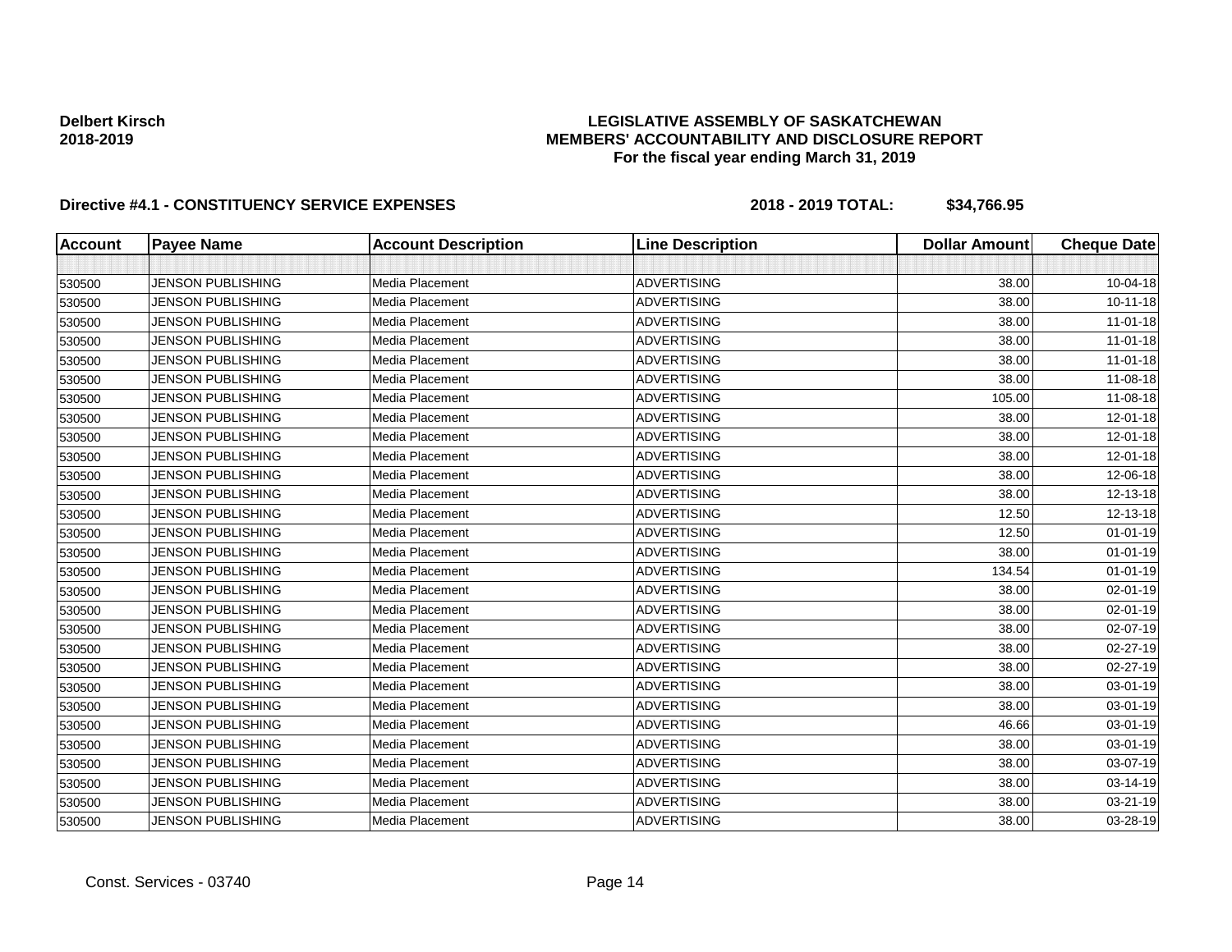**Delbert Kirsch**
**2018-2019**

**LEGISLATIVE ASSEMBLY OF SASKATCHEWAN**
**MEMBERS' ACCOUNTABILITY AND DISCLOSURE REPORT**
**For the fiscal year ending March 31, 2019**

**Directive #4.1 - CONSTITUENCY SERVICE EXPENSES** **2018 - 2019 TOTAL: $34,766.95**

| Account | Payee Name | Account Description | Line Description | Dollar Amount | Cheque Date |
|---|---|---|---|---|---|
| | | | | | |
| 530500 | JENSON PUBLISHING | Media Placement | ADVERTISING | 38.00 | 10-04-18 |
| 530500 | JENSON PUBLISHING | Media Placement | ADVERTISING | 38.00 | 10-11-18 |
| 530500 | JENSON PUBLISHING | Media Placement | ADVERTISING | 38.00 | 11-01-18 |
| 530500 | JENSON PUBLISHING | Media Placement | ADVERTISING | 38.00 | 11-01-18 |
| 530500 | JENSON PUBLISHING | Media Placement | ADVERTISING | 38.00 | 11-01-18 |
| 530500 | JENSON PUBLISHING | Media Placement | ADVERTISING | 38.00 | 11-08-18 |
| 530500 | JENSON PUBLISHING | Media Placement | ADVERTISING | 105.00 | 11-08-18 |
| 530500 | JENSON PUBLISHING | Media Placement | ADVERTISING | 38.00 | 12-01-18 |
| 530500 | JENSON PUBLISHING | Media Placement | ADVERTISING | 38.00 | 12-01-18 |
| 530500 | JENSON PUBLISHING | Media Placement | ADVERTISING | 38.00 | 12-01-18 |
| 530500 | JENSON PUBLISHING | Media Placement | ADVERTISING | 38.00 | 12-06-18 |
| 530500 | JENSON PUBLISHING | Media Placement | ADVERTISING | 38.00 | 12-13-18 |
| 530500 | JENSON PUBLISHING | Media Placement | ADVERTISING | 12.50 | 12-13-18 |
| 530500 | JENSON PUBLISHING | Media Placement | ADVERTISING | 12.50 | 01-01-19 |
| 530500 | JENSON PUBLISHING | Media Placement | ADVERTISING | 38.00 | 01-01-19 |
| 530500 | JENSON PUBLISHING | Media Placement | ADVERTISING | 134.54 | 01-01-19 |
| 530500 | JENSON PUBLISHING | Media Placement | ADVERTISING | 38.00 | 02-01-19 |
| 530500 | JENSON PUBLISHING | Media Placement | ADVERTISING | 38.00 | 02-01-19 |
| 530500 | JENSON PUBLISHING | Media Placement | ADVERTISING | 38.00 | 02-07-19 |
| 530500 | JENSON PUBLISHING | Media Placement | ADVERTISING | 38.00 | 02-27-19 |
| 530500 | JENSON PUBLISHING | Media Placement | ADVERTISING | 38.00 | 02-27-19 |
| 530500 | JENSON PUBLISHING | Media Placement | ADVERTISING | 38.00 | 03-01-19 |
| 530500 | JENSON PUBLISHING | Media Placement | ADVERTISING | 38.00 | 03-01-19 |
| 530500 | JENSON PUBLISHING | Media Placement | ADVERTISING | 46.66 | 03-01-19 |
| 530500 | JENSON PUBLISHING | Media Placement | ADVERTISING | 38.00 | 03-01-19 |
| 530500 | JENSON PUBLISHING | Media Placement | ADVERTISING | 38.00 | 03-07-19 |
| 530500 | JENSON PUBLISHING | Media Placement | ADVERTISING | 38.00 | 03-14-19 |
| 530500 | JENSON PUBLISHING | Media Placement | ADVERTISING | 38.00 | 03-21-19 |
| 530500 | JENSON PUBLISHING | Media Placement | ADVERTISING | 38.00 | 03-28-19 |

Const. Services - 03740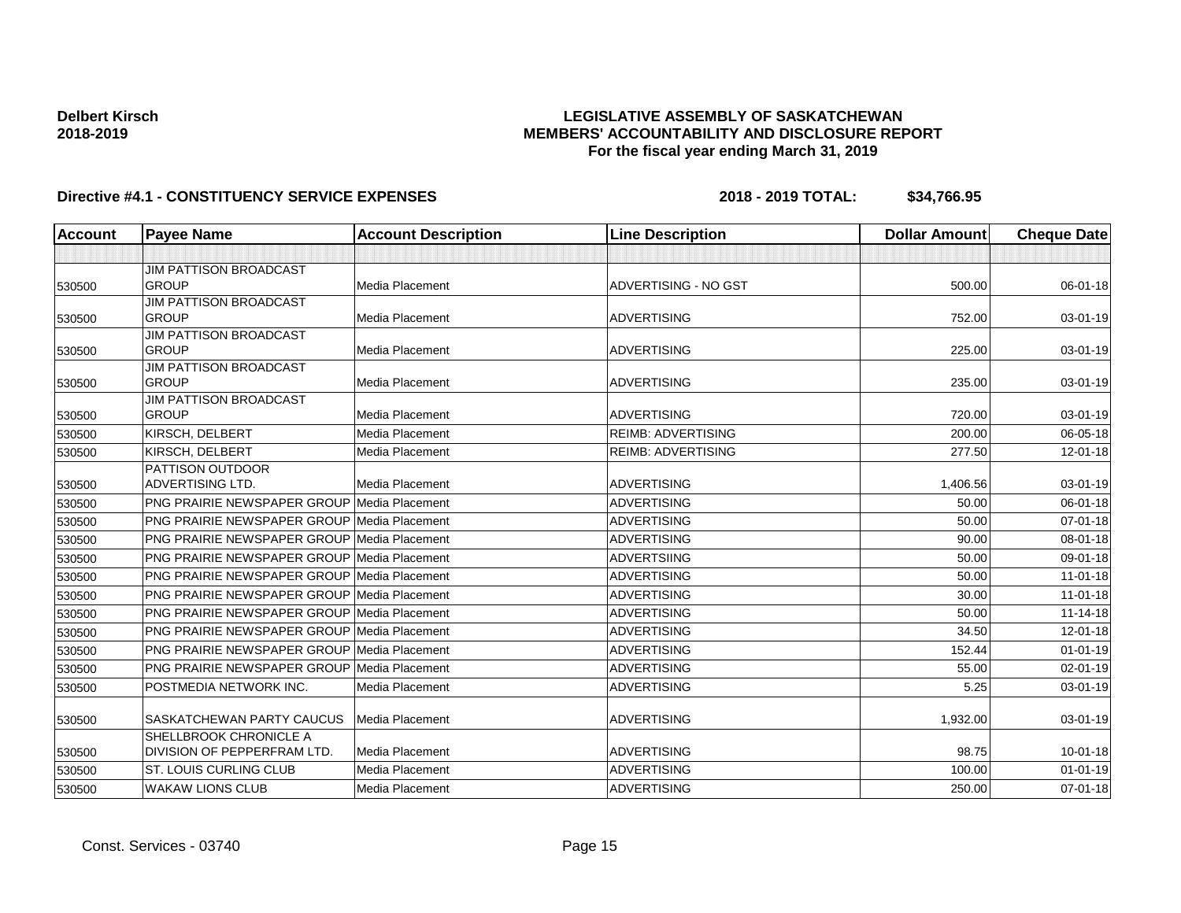**Delbert Kirsch**
**2018-2019**

# LEGISLATIVE ASSEMBLY OF SASKATCHEWAN
## MEMBERS' ACCOUNTABILITY AND DISCLOSURE REPORT
### For the fiscal year ending March 31, 2019

**Directive #4.1 - CONSTITUENCY SERVICE EXPENSES** **2018 - 2019 TOTAL: $34,766.95**

| Account | Payee Name | Account Description | Line Description | Dollar Amount | Cheque Date |
|---|---|---|---|---|---|
| | | | | | |
| 530500 | JIM PATTISON BROADCAST GROUP | Media Placement | ADVERTISING - NO GST | 500.00 | 06-01-18 |
| 530500 | JIM PATTISON BROADCAST GROUP | Media Placement | ADVERTISING | 752.00 | 03-01-19 |
| 530500 | JIM PATTISON BROADCAST GROUP | Media Placement | ADVERTISING | 225.00 | 03-01-19 |
| 530500 | JIM PATTISON BROADCAST GROUP | Media Placement | ADVERTISING | 235.00 | 03-01-19 |
| 530500 | JIM PATTISON BROADCAST GROUP | Media Placement | ADVERTISING | 720.00 | 03-01-19 |
| 530500 | KIRSCH, DELBERT | Media Placement | REIMB: ADVERTISING | 200.00 | 06-05-18 |
| 530500 | KIRSCH, DELBERT | Media Placement | REIMB: ADVERTISING | 277.50 | 12-01-18 |
| 530500 | PATTISON OUTDOOR ADVERTISING LTD. | Media Placement | ADVERTISING | 1,406.56 | 03-01-19 |
| 530500 | PNG PRAIRIE NEWSPAPER GROUP | Media Placement | ADVERTISING | 50.00 | 06-01-18 |
| 530500 | PNG PRAIRIE NEWSPAPER GROUP | Media Placement | ADVERTISING | 50.00 | 07-01-18 |
| 530500 | PNG PRAIRIE NEWSPAPER GROUP | Media Placement | ADVERTISING | 90.00 | 08-01-18 |
| 530500 | PNG PRAIRIE NEWSPAPER GROUP | Media Placement | ADVERTSIING | 50.00 | 09-01-18 |
| 530500 | PNG PRAIRIE NEWSPAPER GROUP | Media Placement | ADVERTISING | 50.00 | 11-01-18 |
| 530500 | PNG PRAIRIE NEWSPAPER GROUP | Media Placement | ADVERTISING | 30.00 | 11-01-18 |
| 530500 | PNG PRAIRIE NEWSPAPER GROUP | Media Placement | ADVERTISING | 50.00 | 11-14-18 |
| 530500 | PNG PRAIRIE NEWSPAPER GROUP | Media Placement | ADVERTISING | 34.50 | 12-01-18 |
| 530500 | PNG PRAIRIE NEWSPAPER GROUP | Media Placement | ADVERTISING | 152.44 | 01-01-19 |
| 530500 | PNG PRAIRIE NEWSPAPER GROUP | Media Placement | ADVERTISING | 55.00 | 02-01-19 |
| 530500 | POSTMEDIA NETWORK INC. | Media Placement | ADVERTISING | 5.25 | 03-01-19 |
| 530500 | SASKATCHEWAN PARTY CAUCUS | Media Placement | ADVERTISING | 1,932.00 | 03-01-19 |
| 530500 | SHELLBROOK CHRONICLE A DIVISION OF PEPPERFRAM LTD. | Media Placement | ADVERTISING | 98.75 | 10-01-18 |
| 530500 | ST. LOUIS CURLING CLUB | Media Placement | ADVERTISING | 100.00 | 01-01-19 |
| 530500 | WAKAW LIONS CLUB | Media Placement | ADVERTISING | 250.00 | 07-01-18 |

Const. Services - 03740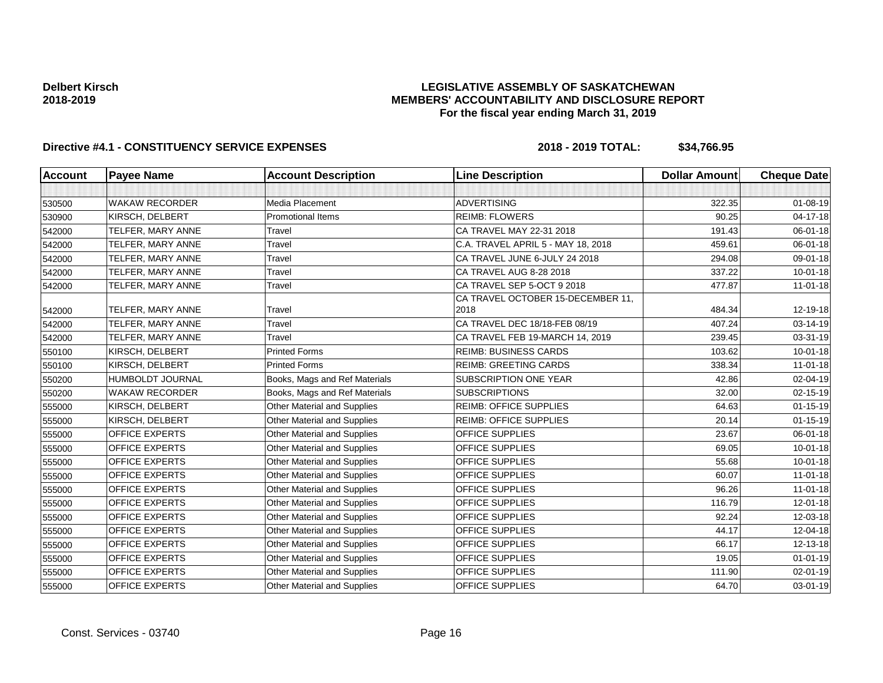**Delbert Kirsch**
**2018-2019**

**LEGISLATIVE ASSEMBLY OF SASKATCHEWAN**
**MEMBERS' ACCOUNTABILITY AND DISCLOSURE REPORT**
**For the fiscal year ending March 31, 2019**

**Directive #4.1 - CONSTITUENCY SERVICE EXPENSES** **2018 - 2019 TOTAL: $34,766.95**

| Account | Payee Name | Account Description | Line Description | Dollar Amount | Cheque Date |
|---|---|---|---|---|---|
| | | | | | |
| 530500 | WAKAW RECORDER | Media Placement | ADVERTISING | 322.35 | 01-08-19 |
| 530900 | KIRSCH, DELBERT | Promotional Items | REIMB: FLOWERS | 90.25 | 04-17-18 |
| 542000 | TELFER, MARY ANNE | Travel | CA TRAVEL MAY 22-31 2018 | 191.43 | 06-01-18 |
| 542000 | TELFER, MARY ANNE | Travel | C.A. TRAVEL APRIL 5 - MAY 18, 2018 | 459.61 | 06-01-18 |
| 542000 | TELFER, MARY ANNE | Travel | CA TRAVEL JUNE 6-JULY 24 2018 | 294.08 | 09-01-18 |
| 542000 | TELFER, MARY ANNE | Travel | CA TRAVEL AUG 8-28 2018 | 337.22 | 10-01-18 |
| 542000 | TELFER, MARY ANNE | Travel | CA TRAVEL SEP 5-OCT 9 2018 | 477.87 | 11-01-18 |
| 542000 | TELFER, MARY ANNE | Travel | CA TRAVEL OCTOBER 15-DECEMBER 11, 2018 | 484.34 | 12-19-18 |
| 542000 | TELFER, MARY ANNE | Travel | CA TRAVEL DEC 18/18-FEB 08/19 | 407.24 | 03-14-19 |
| 542000 | TELFER, MARY ANNE | Travel | CA TRAVEL FEB 19-MARCH 14, 2019 | 239.45 | 03-31-19 |
| 550100 | KIRSCH, DELBERT | Printed Forms | REIMB: BUSINESS CARDS | 103.62 | 10-01-18 |
| 550100 | KIRSCH, DELBERT | Printed Forms | REIMB: GREETING CARDS | 338.34 | 11-01-18 |
| 550200 | HUMBOLDT JOURNAL | Books, Mags and Ref Materials | SUBSCRIPTION ONE YEAR | 42.86 | 02-04-19 |
| 550200 | WAKAW RECORDER | Books, Mags and Ref Materials | SUBSCRIPTIONS | 32.00 | 02-15-19 |
| 555000 | KIRSCH, DELBERT | Other Material and Supplies | REIMB: OFFICE SUPPLIES | 64.63 | 01-15-19 |
| 555000 | KIRSCH, DELBERT | Other Material and Supplies | REIMB: OFFICE SUPPLIES | 20.14 | 01-15-19 |
| 555000 | OFFICE EXPERTS | Other Material and Supplies | OFFICE SUPPLIES | 23.67 | 06-01-18 |
| 555000 | OFFICE EXPERTS | Other Material and Supplies | OFFICE SUPPLIES | 69.05 | 10-01-18 |
| 555000 | OFFICE EXPERTS | Other Material and Supplies | OFFICE SUPPLIES | 55.68 | 10-01-18 |
| 555000 | OFFICE EXPERTS | Other Material and Supplies | OFFICE SUPPLIES | 60.07 | 11-01-18 |
| 555000 | OFFICE EXPERTS | Other Material and Supplies | OFFICE SUPPLIES | 96.26 | 11-01-18 |
| 555000 | OFFICE EXPERTS | Other Material and Supplies | OFFICE SUPPLIES | 116.79 | 12-01-18 |
| 555000 | OFFICE EXPERTS | Other Material and Supplies | OFFICE SUPPLIES | 92.24 | 12-03-18 |
| 555000 | OFFICE EXPERTS | Other Material and Supplies | OFFICE SUPPLIES | 44.17 | 12-04-18 |
| 555000 | OFFICE EXPERTS | Other Material and Supplies | OFFICE SUPPLIES | 66.17 | 12-13-18 |
| 555000 | OFFICE EXPERTS | Other Material and Supplies | OFFICE SUPPLIES | 19.05 | 01-01-19 |
| 555000 | OFFICE EXPERTS | Other Material and Supplies | OFFICE SUPPLIES | 111.90 | 02-01-19 |
| 555000 | OFFICE EXPERTS | Other Material and Supplies | OFFICE SUPPLIES | 64.70 | 03-01-19 |

Const. Services - 03740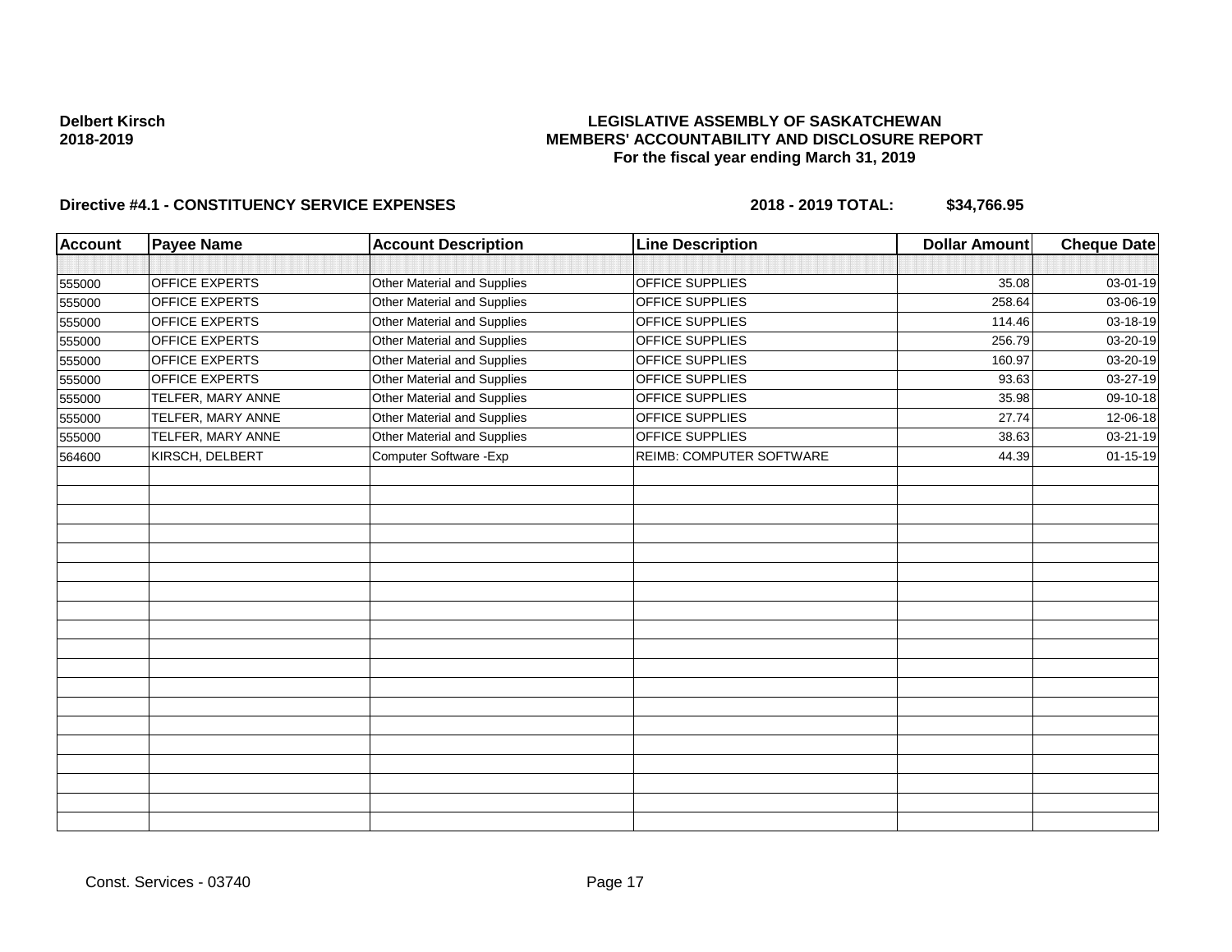**Delbert Kirsch**
**2018-2019**

**LEGISLATIVE ASSEMBLY OF SASKATCHEWAN**
**MEMBERS' ACCOUNTABILITY AND DISCLOSURE REPORT**
**For the fiscal year ending March 31, 2019**

**Directive #4.1 - CONSTITUENCY SERVICE EXPENSES** **2018 - 2019 TOTAL: $34,766.95**

| Account | Payee Name | Account Description | Line Description | Dollar Amount | Cheque Date |
|---|---|---|---|---|---|
| | | | | | |
| 555000 | OFFICE EXPERTS | Other Material and Supplies | OFFICE SUPPLIES | 35.08 | 03-01-19 |
| 555000 | OFFICE EXPERTS | Other Material and Supplies | OFFICE SUPPLIES | 258.64 | 03-06-19 |
| 555000 | OFFICE EXPERTS | Other Material and Supplies | OFFICE SUPPLIES | 114.46 | 03-18-19 |
| 555000 | OFFICE EXPERTS | Other Material and Supplies | OFFICE SUPPLIES | 256.79 | 03-20-19 |
| 555000 | OFFICE EXPERTS | Other Material and Supplies | OFFICE SUPPLIES | 160.97 | 03-20-19 |
| 555000 | OFFICE EXPERTS | Other Material and Supplies | OFFICE SUPPLIES | 93.63 | 03-27-19 |
| 555000 | TELFER, MARY ANNE | Other Material and Supplies | OFFICE SUPPLIES | 35.98 | 09-10-18 |
| 555000 | TELFER, MARY ANNE | Other Material and Supplies | OFFICE SUPPLIES | 27.74 | 12-06-18 |
| 555000 | TELFER, MARY ANNE | Other Material and Supplies | OFFICE SUPPLIES | 38.63 | 03-21-19 |
| 564600 | KIRSCH, DELBERT | Computer Software -Exp | REIMB: COMPUTER SOFTWARE | 44.39 | 01-15-19 |

Const. Services - 03740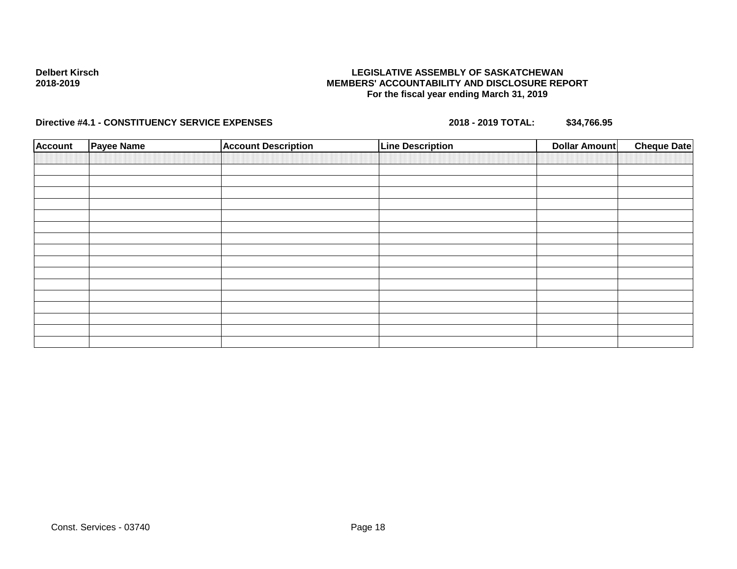**Delbert Kirsch**
**2018-2019**

**LEGISLATIVE ASSEMBLY OF SASKATCHEWAN**
**MEMBERS' ACCOUNTABILITY AND DISCLOSURE REPORT**
**For the fiscal year ending March 31, 2019**

**Directive #4.1 - CONSTITUENCY SERVICE EXPENSES** **2018 - 2019 TOTAL: $34,766.95**

| Account | Payee Name | Account Description | Line Description | Dollar Amount | Cheque Date |
|---|---|---|---|---|---|
| | | | | | |
| | | | | | |
| | | | | | |
| | | | | | |
| | | | | | |
| | | | | | |
| | | | | | |
| | | | | | |
| | | | | | |
| | | | | | |
| | | | | | |
| | | | | | |
| | | | | | |
| | | | | | |
| | | | | | |
| | | | | | |
| | | | | | |

Const. Services - 03740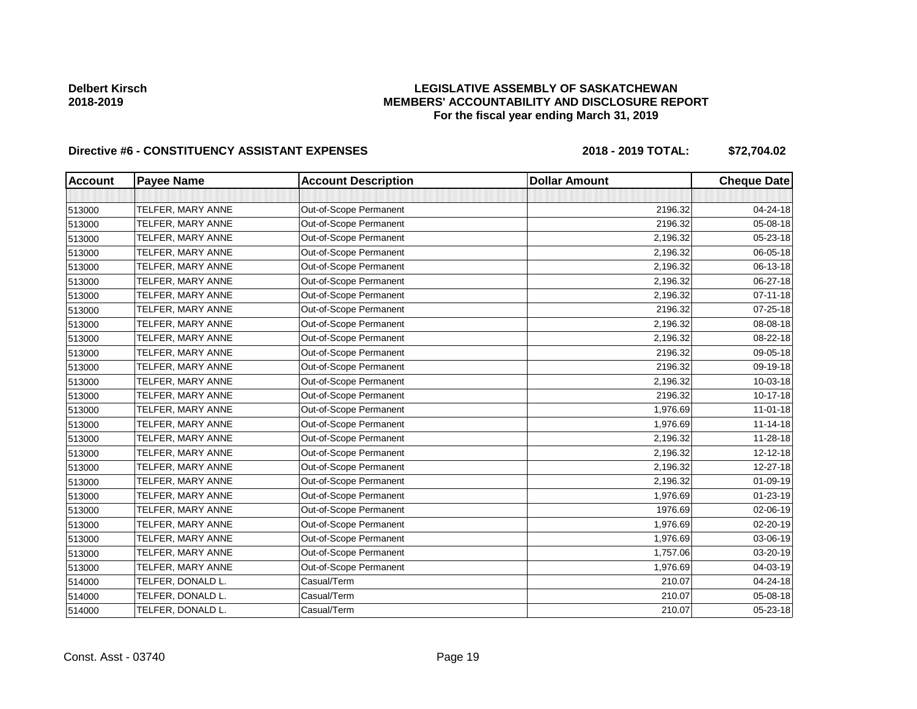**Delbert Kirsch**
**2018-2019**

# LEGISLATIVE ASSEMBLY OF SASKATCHEWAN
## MEMBERS' ACCOUNTABILITY AND DISCLOSURE REPORT
### For the fiscal year ending March 31, 2019

**Directive #6 - CONSTITUENCY ASSISTANT EXPENSES** **2018 - 2019 TOTAL: $72,704.02**

| Account | Payee Name | Account Description | Dollar Amount | Cheque Date |
|---|---|---|---|---|
| | | | | |
| 513000 | TELFER, MARY ANNE | Out-of-Scope Permanent | 2196.32 | 04-24-18 |
| 513000 | TELFER, MARY ANNE | Out-of-Scope Permanent | 2196.32 | 05-08-18 |
| 513000 | TELFER, MARY ANNE | Out-of-Scope Permanent | 2,196.32 | 05-23-18 |
| 513000 | TELFER, MARY ANNE | Out-of-Scope Permanent | 2,196.32 | 06-05-18 |
| 513000 | TELFER, MARY ANNE | Out-of-Scope Permanent | 2,196.32 | 06-13-18 |
| 513000 | TELFER, MARY ANNE | Out-of-Scope Permanent | 2,196.32 | 06-27-18 |
| 513000 | TELFER, MARY ANNE | Out-of-Scope Permanent | 2,196.32 | 07-11-18 |
| 513000 | TELFER, MARY ANNE | Out-of-Scope Permanent | 2196.32 | 07-25-18 |
| 513000 | TELFER, MARY ANNE | Out-of-Scope Permanent | 2,196.32 | 08-08-18 |
| 513000 | TELFER, MARY ANNE | Out-of-Scope Permanent | 2,196.32 | 08-22-18 |
| 513000 | TELFER, MARY ANNE | Out-of-Scope Permanent | 2196.32 | 09-05-18 |
| 513000 | TELFER, MARY ANNE | Out-of-Scope Permanent | 2196.32 | 09-19-18 |
| 513000 | TELFER, MARY ANNE | Out-of-Scope Permanent | 2,196.32 | 10-03-18 |
| 513000 | TELFER, MARY ANNE | Out-of-Scope Permanent | 2196.32 | 10-17-18 |
| 513000 | TELFER, MARY ANNE | Out-of-Scope Permanent | 1,976.69 | 11-01-18 |
| 513000 | TELFER, MARY ANNE | Out-of-Scope Permanent | 1,976.69 | 11-14-18 |
| 513000 | TELFER, MARY ANNE | Out-of-Scope Permanent | 2,196.32 | 11-28-18 |
| 513000 | TELFER, MARY ANNE | Out-of-Scope Permanent | 2,196.32 | 12-12-18 |
| 513000 | TELFER, MARY ANNE | Out-of-Scope Permanent | 2,196.32 | 12-27-18 |
| 513000 | TELFER, MARY ANNE | Out-of-Scope Permanent | 2,196.32 | 01-09-19 |
| 513000 | TELFER, MARY ANNE | Out-of-Scope Permanent | 1,976.69 | 01-23-19 |
| 513000 | TELFER, MARY ANNE | Out-of-Scope Permanent | 1976.69 | 02-06-19 |
| 513000 | TELFER, MARY ANNE | Out-of-Scope Permanent | 1,976.69 | 02-20-19 |
| 513000 | TELFER, MARY ANNE | Out-of-Scope Permanent | 1,976.69 | 03-06-19 |
| 513000 | TELFER, MARY ANNE | Out-of-Scope Permanent | 1,757.06 | 03-20-19 |
| 513000 | TELFER, MARY ANNE | Out-of-Scope Permanent | 1,976.69 | 04-03-19 |
| 514000 | TELFER, DONALD L. | Casual/Term | 210.07 | 04-24-18 |
| 514000 | TELFER, DONALD L. | Casual/Term | 210.07 | 05-08-18 |
| 514000 | TELFER, DONALD L. | Casual/Term | 210.07 | 05-23-18 |

Const. Asst - 03740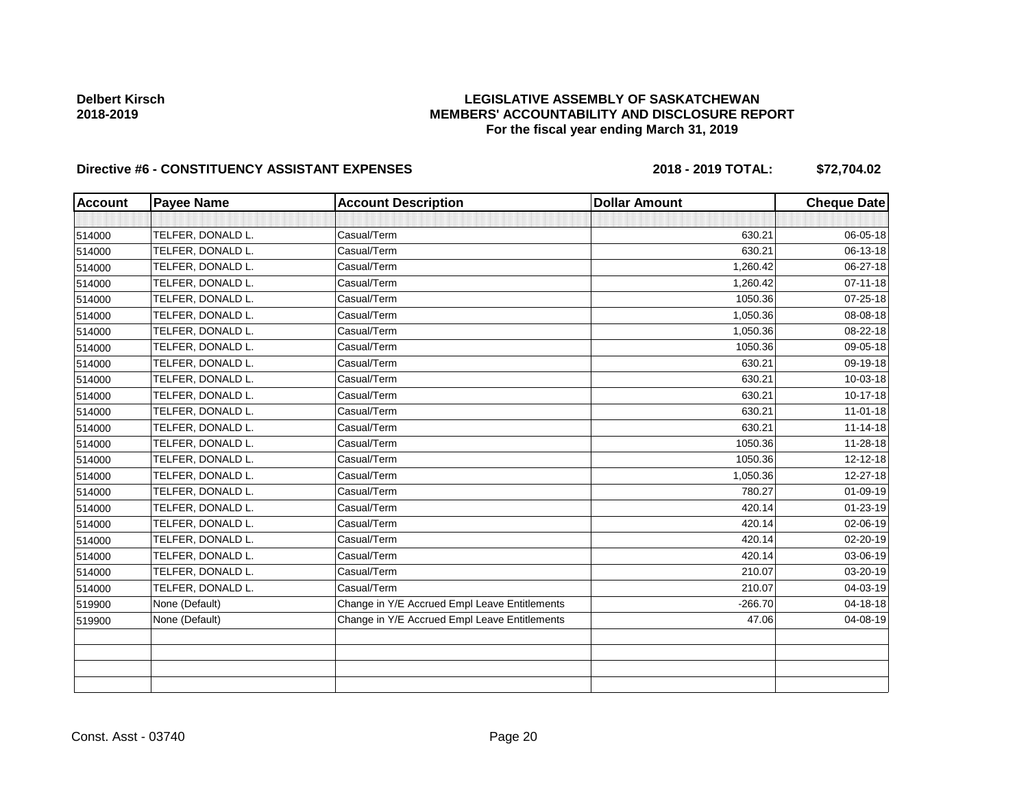**Delbert Kirsch**
**2018-2019**

# LEGISLATIVE ASSEMBLY OF SASKATCHEWAN
## MEMBERS' ACCOUNTABILITY AND DISCLOSURE REPORT
### For the fiscal year ending March 31, 2019

**Directive #6 - CONSTITUENCY ASSISTANT EXPENSES** **2018 - 2019 TOTAL: $72,704.02**

| Account | Payee Name | Account Description | Dollar Amount | Cheque Date |
|---|---|---|---|---|
| | | | | |
| 514000 | TELFER, DONALD L. | Casual/Term | 630.21 | 06-05-18 |
| 514000 | TELFER, DONALD L. | Casual/Term | 630.21 | 06-13-18 |
| 514000 | TELFER, DONALD L. | Casual/Term | 1,260.42 | 06-27-18 |
| 514000 | TELFER, DONALD L. | Casual/Term | 1,260.42 | 07-11-18 |
| 514000 | TELFER, DONALD L. | Casual/Term | 1050.36 | 07-25-18 |
| 514000 | TELFER, DONALD L. | Casual/Term | 1,050.36 | 08-08-18 |
| 514000 | TELFER, DONALD L. | Casual/Term | 1,050.36 | 08-22-18 |
| 514000 | TELFER, DONALD L. | Casual/Term | 1050.36 | 09-05-18 |
| 514000 | TELFER, DONALD L. | Casual/Term | 630.21 | 09-19-18 |
| 514000 | TELFER, DONALD L. | Casual/Term | 630.21 | 10-03-18 |
| 514000 | TELFER, DONALD L. | Casual/Term | 630.21 | 10-17-18 |
| 514000 | TELFER, DONALD L. | Casual/Term | 630.21 | 11-01-18 |
| 514000 | TELFER, DONALD L. | Casual/Term | 630.21 | 11-14-18 |
| 514000 | TELFER, DONALD L. | Casual/Term | 1050.36 | 11-28-18 |
| 514000 | TELFER, DONALD L. | Casual/Term | 1050.36 | 12-12-18 |
| 514000 | TELFER, DONALD L. | Casual/Term | 1,050.36 | 12-27-18 |
| 514000 | TELFER, DONALD L. | Casual/Term | 780.27 | 01-09-19 |
| 514000 | TELFER, DONALD L. | Casual/Term | 420.14 | 01-23-19 |
| 514000 | TELFER, DONALD L. | Casual/Term | 420.14 | 02-06-19 |
| 514000 | TELFER, DONALD L. | Casual/Term | 420.14 | 02-20-19 |
| 514000 | TELFER, DONALD L. | Casual/Term | 420.14 | 03-06-19 |
| 514000 | TELFER, DONALD L. | Casual/Term | 210.07 | 03-20-19 |
| 514000 | TELFER, DONALD L. | Casual/Term | 210.07 | 04-03-19 |
| 519900 | None (Default) | Change in Y/E Accrued Empl Leave Entitlements | -266.70 | 04-18-18 |
| 519900 | None (Default) | Change in Y/E Accrued Empl Leave Entitlements | 47.06 | 04-08-19 |
| | | | | |
| | | | | |
| | | | | |
| | | | | |

Const. Asst - 03740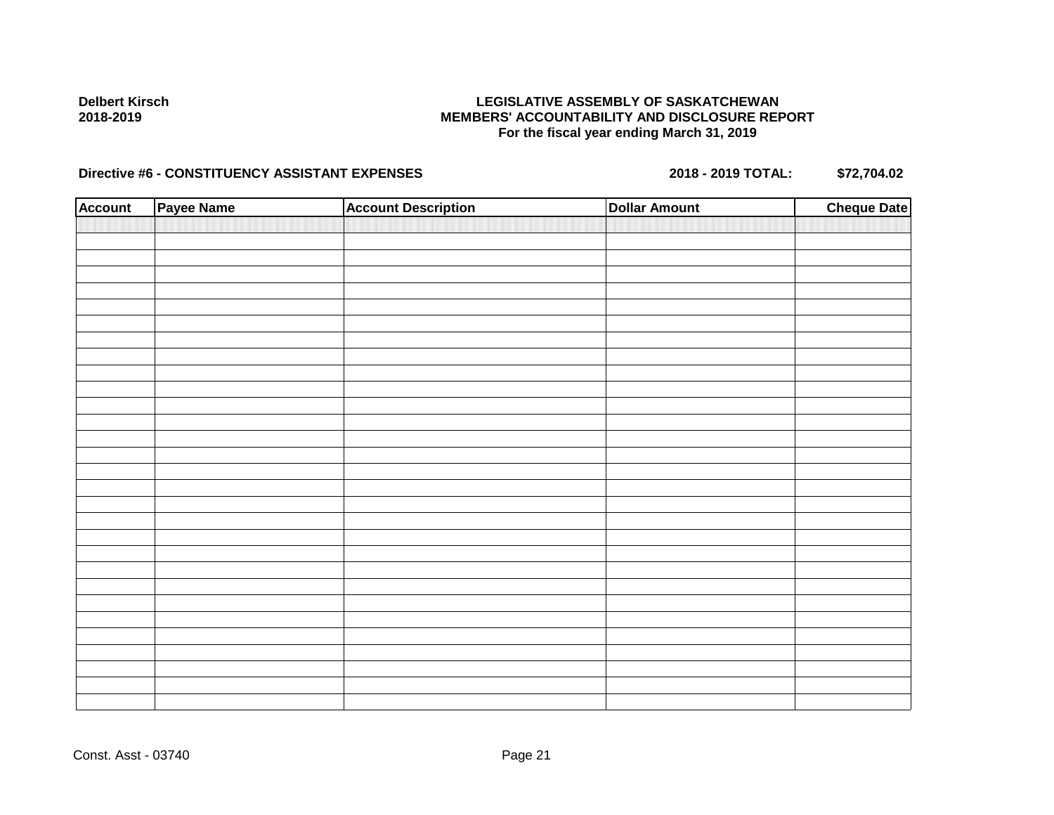**Delbert Kirsch**
**2018-2019**

**LEGISLATIVE ASSEMBLY OF SASKATCHEWAN**
**MEMBERS' ACCOUNTABILITY AND DISCLOSURE REPORT**
**For the fiscal year ending March 31, 2019**

**Directive #6 - CONSTITUENCY ASSISTANT EXPENSES** **2018 - 2019 TOTAL: $72,704.02**

| Account | Payee Name | Account Description | Dollar Amount | Cheque Date |
|---|---|---|---|---|
| | | | | |

Const. Asst - 03740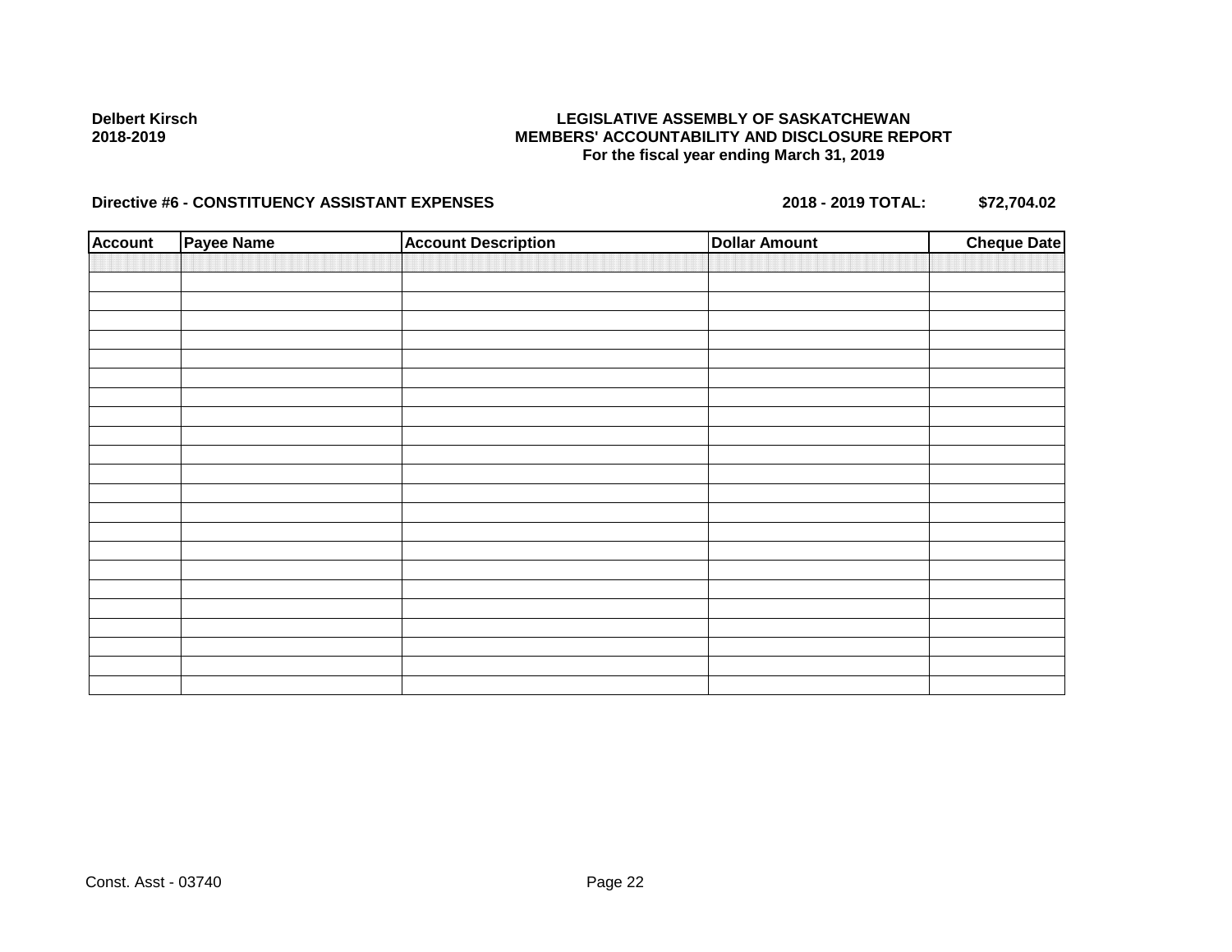**Delbert Kirsch**
**2018-2019**

**LEGISLATIVE ASSEMBLY OF SASKATCHEWAN**
**MEMBERS' ACCOUNTABILITY AND DISCLOSURE REPORT**
**For the fiscal year ending March 31, 2019**

**Directive #6 - CONSTITUENCY ASSISTANT EXPENSES** **2018 - 2019 TOTAL:** **$72,704.02**

| Account | Payee Name | Account Description | Dollar Amount | Cheque Date |
|---|---|---|---|---|
| | | | | |

Const. Asst - 03740